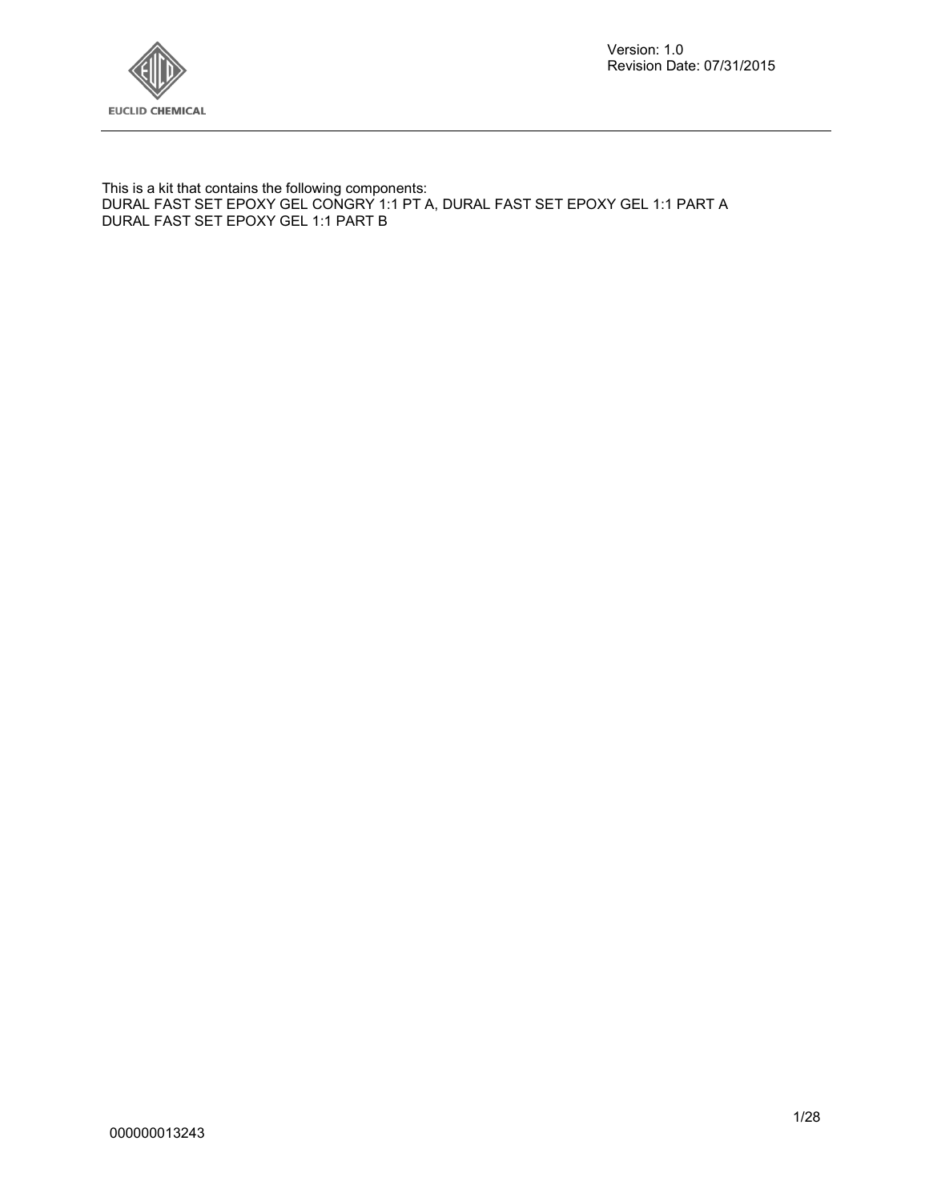Version: 1.0
Revision Date: 07/31/2015

This is a kit that contains the following components:
DURAL FAST SET EPOXY GEL CONGRY 1:1 PT A, DURAL FAST SET EPOXY GEL 1:1 PART A
DURAL FAST SET EPOXY GEL 1:1 PART B

000000013243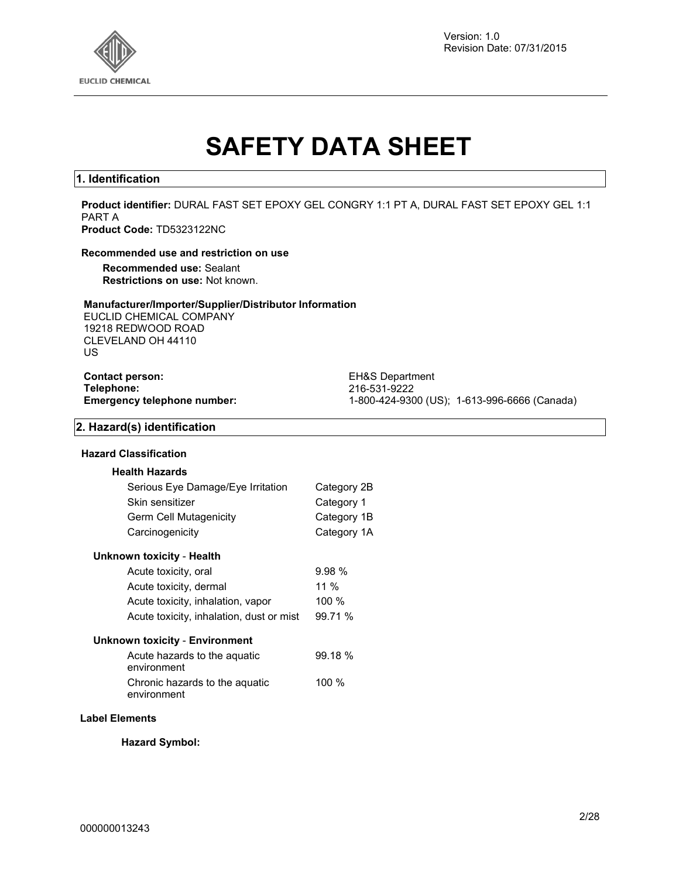Version: 1.0
Revision Date: 07/31/2015

# SAFETY DATA SHEET

## 1. Identification

**Product identifier:** DURAL FAST SET EPOXY GEL CONGRY 1:1 PT A, DURAL FAST SET EPOXY GEL 1:1 PART A
**Product Code:** TD5323122NC

**Recommended use and restriction on use**

**Recommended use:** Sealant
**Restrictions on use:** Not known.

**Manufacturer/Importer/Supplier/Distributor Information**
EUCLID CHEMICAL COMPANY
19218 REDWOOD ROAD
CLEVELAND OH 44110
US

| | |
|---|---|
| **Contact person:** | EH&S Department |
| **Telephone:** | 216-531-9222 |
| **Emergency telephone number:** | 1-800-424-9300 (US); 1-613-996-6666 (Canada) |

## 2. Hazard(s) identification

**Hazard Classification**

**Health Hazards**

| | |
|---|---|
| Serious Eye Damage/Eye Irritation | Category 2B |
| Skin sensitizer | Category 1 |
| Germ Cell Mutagenicity | Category 1B |
| Carcinogenicity | Category 1A |

**Unknown toxicity - Health**

| | |
|---|---|
| Acute toxicity, oral | 9.98 % |
| Acute toxicity, dermal | 11 % |
| Acute toxicity, inhalation, vapor | 100 % |
| Acute toxicity, inhalation, dust or mist | 99.71 % |

**Unknown toxicity - Environment**

| | |
|---|---|
| Acute hazards to the aquatic environment | 99.18 % |
| Chronic hazards to the aquatic environment | 100 % |

**Label Elements**

**Hazard Symbol:**

000000013243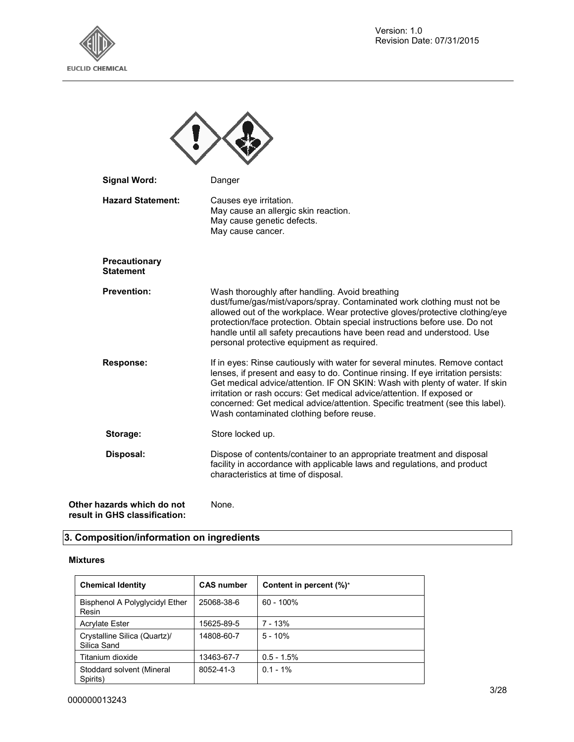**Signal Word:** Danger

**Hazard Statement:** Causes eye irritation.
May cause an allergic skin reaction.
May cause genetic defects.
May cause cancer.

**Precautionary Statement**

**Prevention:** Wash thoroughly after handling. Avoid breathing dust/fume/gas/mist/vapors/spray. Contaminated work clothing must not be allowed out of the workplace. Wear protective gloves/protective clothing/eye protection/face protection. Obtain special instructions before use. Do not handle until all safety precautions have been read and understood. Use personal protective equipment as required.

**Response:** If in eyes: Rinse cautiously with water for several minutes. Remove contact lenses, if present and easy to do. Continue rinsing. If eye irritation persists: Get medical advice/attention. IF ON SKIN: Wash with plenty of water. If skin irritation or rash occurs: Get medical advice/attention. If exposed or concerned: Get medical advice/attention. Specific treatment (see this label). Wash contaminated clothing before reuse.

**Storage:** Store locked up.

**Disposal:** Dispose of contents/container to an appropriate treatment and disposal facility in accordance with applicable laws and regulations, and product characteristics at time of disposal.

**Other hazards which do not result in GHS classification:** None.

## 3. Composition/information on ingredients

### Mixtures

| Chemical Identity | CAS number | Content in percent (%)* |
|---|---|---|
| Bisphenol A Polyglycidyl Ether Resin | 25068-38-6 | 60 - 100% |
| Acrylate Ester | 15625-89-5 | 7 - 13% |
| Crystalline Silica (Quartz)/ Silica Sand | 14808-60-7 | 5 - 10% |
| Titanium dioxide | 13463-67-7 | 0.5 - 1.5% |
| Stoddard solvent (Mineral Spirits) | 8052-41-3 | 0.1 - 1% |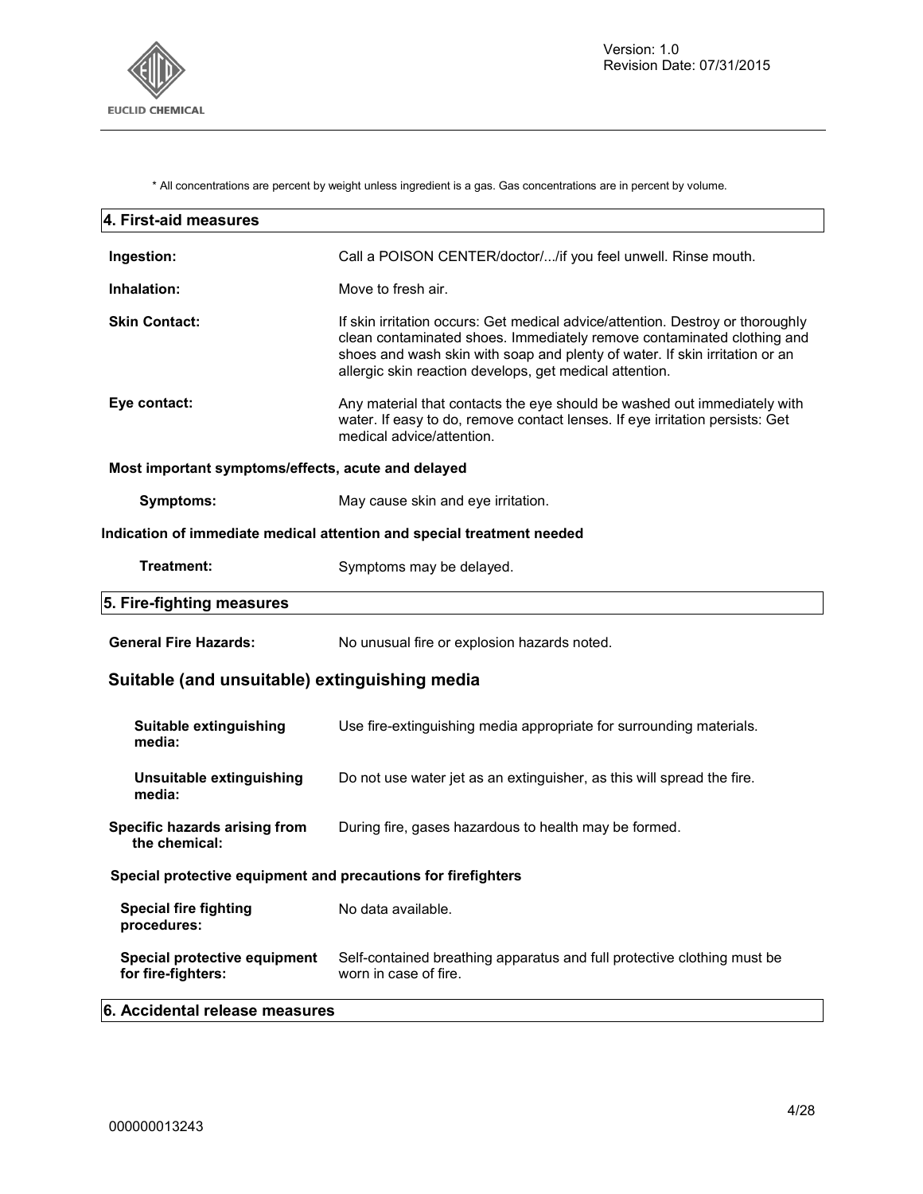\* All concentrations are percent by weight unless ingredient is a gas. Gas concentrations are in percent by volume.

## 4. First-aid measures

**Ingestion:** Call a POISON CENTER/doctor/.../if you feel unwell. Rinse mouth.

**Inhalation:** Move to fresh air.

**Skin Contact:** If skin irritation occurs: Get medical advice/attention. Destroy or thoroughly clean contaminated shoes. Immediately remove contaminated clothing and shoes and wash skin with soap and plenty of water. If skin irritation or an allergic skin reaction develops, get medical attention.

**Eye contact:** Any material that contacts the eye should be washed out immediately with water. If easy to do, remove contact lenses. If eye irritation persists: Get medical advice/attention.

**Most important symptoms/effects, acute and delayed**

**Symptoms:** May cause skin and eye irritation.

**Indication of immediate medical attention and special treatment needed**

**Treatment:** Symptoms may be delayed.

## 5. Fire-fighting measures

**General Fire Hazards:** No unusual fire or explosion hazards noted.

### Suitable (and unsuitable) extinguishing media

**Suitable extinguishing media:** Use fire-extinguishing media appropriate for surrounding materials.

**Unsuitable extinguishing media:** Do not use water jet as an extinguisher, as this will spread the fire.

**Specific hazards arising from the chemical:** During fire, gases hazardous to health may be formed.

**Special protective equipment and precautions for firefighters**

**Special fire fighting procedures:** No data available.

**Special protective equipment for fire-fighters:** Self-contained breathing apparatus and full protective clothing must be worn in case of fire.

## 6. Accidental release measures

000000013243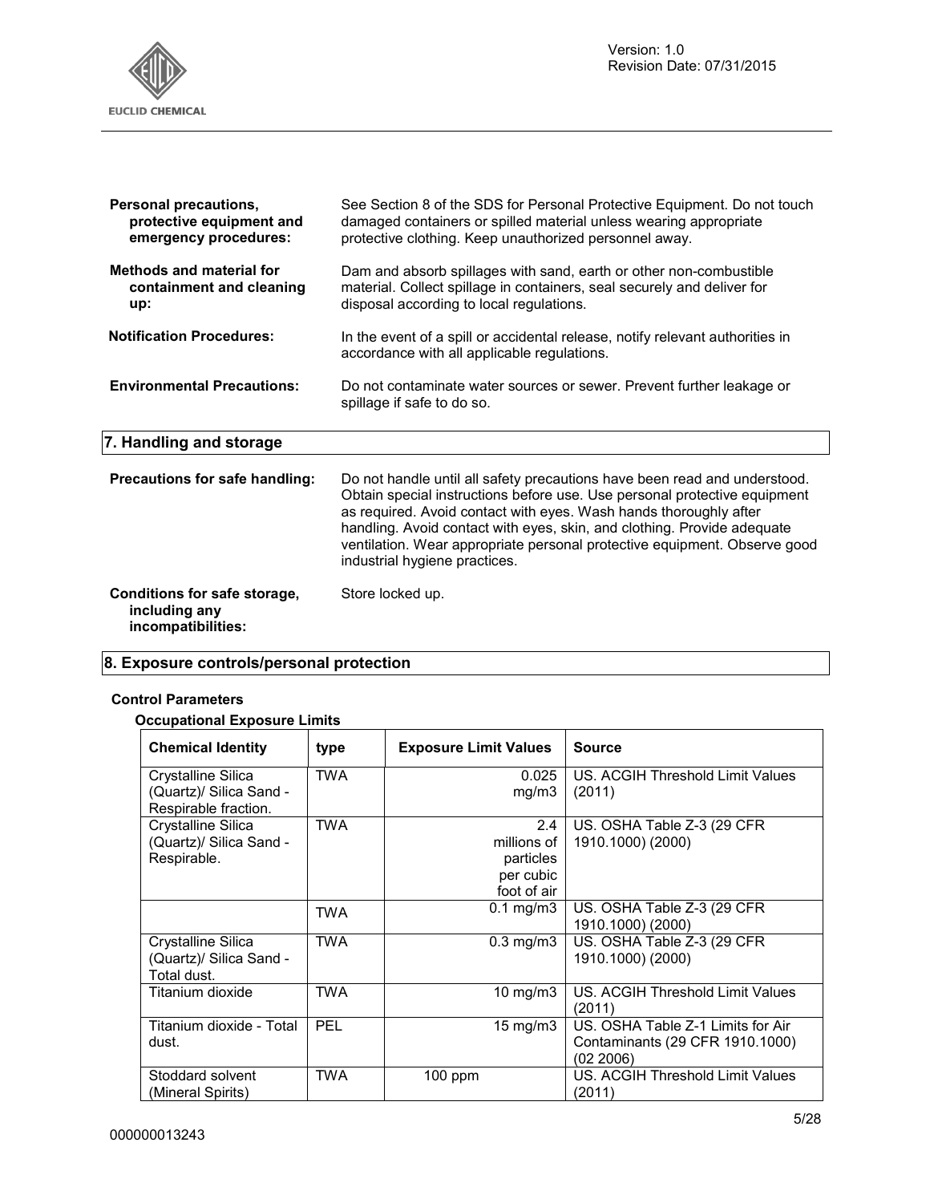**Personal precautions, protective equipment and emergency procedures:** See Section 8 of the SDS for Personal Protective Equipment. Do not touch damaged containers or spilled material unless wearing appropriate protective clothing. Keep unauthorized personnel away.

**Methods and material for containment and cleaning up:** Dam and absorb spillages with sand, earth or other non-combustible material. Collect spillage in containers, seal securely and deliver for disposal according to local regulations.

**Notification Procedures:** In the event of a spill or accidental release, notify relevant authorities in accordance with all applicable regulations.

**Environmental Precautions:** Do not contaminate water sources or sewer. Prevent further leakage or spillage if safe to do so.

## 7. Handling and storage

**Precautions for safe handling:** Do not handle until all safety precautions have been read and understood. Obtain special instructions before use. Use personal protective equipment as required. Avoid contact with eyes. Wash hands thoroughly after handling. Avoid contact with eyes, skin, and clothing. Provide adequate ventilation. Wear appropriate personal protective equipment. Observe good industrial hygiene practices.

**Conditions for safe storage, including any incompatibilities:** Store locked up.

## 8. Exposure controls/personal protection

### Control Parameters

#### Occupational Exposure Limits

| Chemical Identity | type | Exposure Limit Values | Source |
|---|---|---|---|
| Crystalline Silica (Quartz)/ Silica Sand - Respirable fraction. | TWA | 0.025 mg/m3 | US. ACGIH Threshold Limit Values (2011) |
| Crystalline Silica (Quartz)/ Silica Sand - Respirable. | TWA | 2.4 millions of particles per cubic foot of air | US. OSHA Table Z-3 (29 CFR 1910.1000) (2000) |
| | TWA | 0.1 mg/m3 | US. OSHA Table Z-3 (29 CFR 1910.1000) (2000) |
| Crystalline Silica (Quartz)/ Silica Sand - Total dust. | TWA | 0.3 mg/m3 | US. OSHA Table Z-3 (29 CFR 1910.1000) (2000) |
| Titanium dioxide | TWA | 10 mg/m3 | US. ACGIH Threshold Limit Values (2011) |
| Titanium dioxide - Total dust. | PEL | 15 mg/m3 | US. OSHA Table Z-1 Limits for Air Contaminants (29 CFR 1910.1000) (02 2006) |
| Stoddard solvent (Mineral Spirits) | TWA | 100 ppm | US. ACGIH Threshold Limit Values (2011) |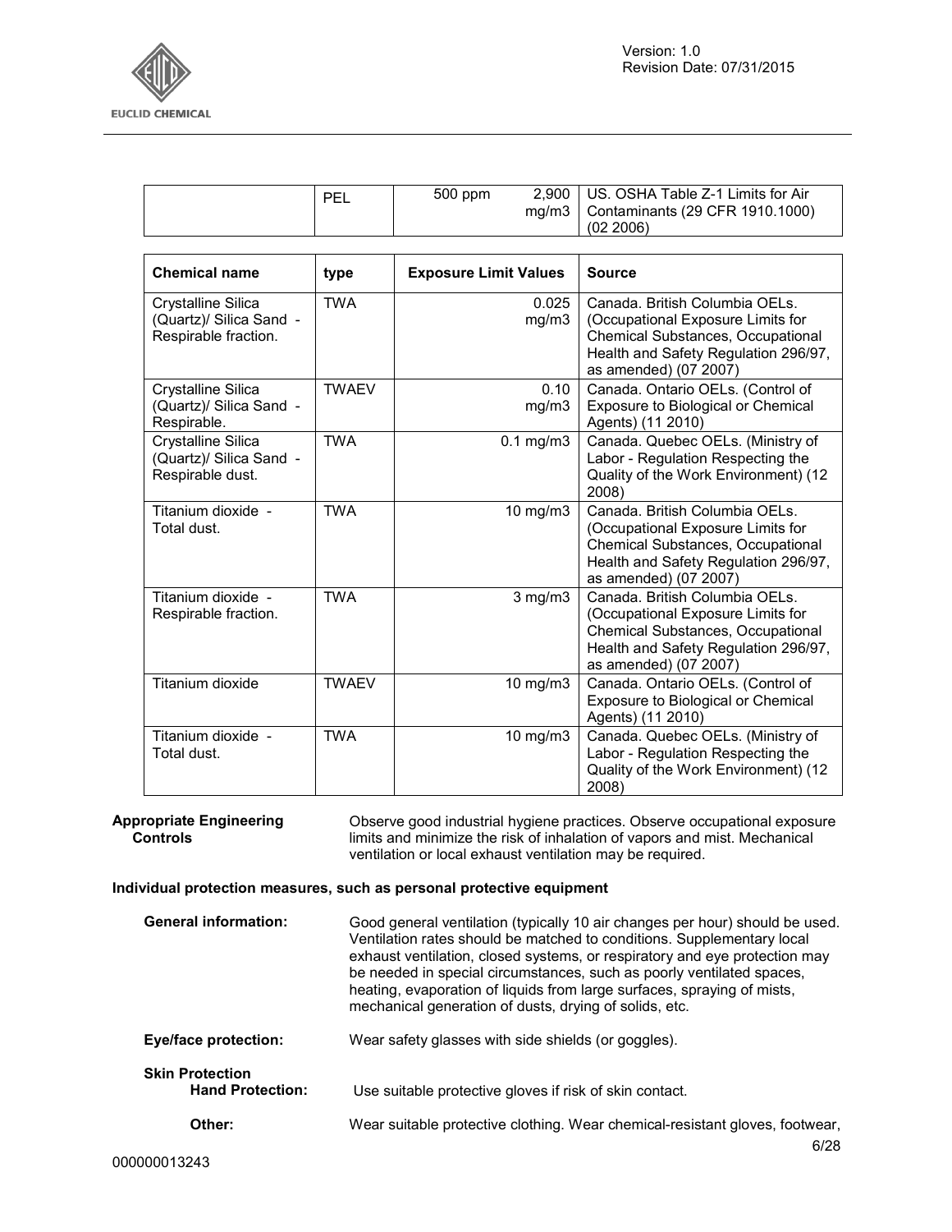| | PEL | 500 ppm | 2,900 mg/m3 | US. OSHA Table Z-1 Limits for Air Contaminants (29 CFR 1910.1000) (02 2006) |
|---|---|---|---|---|

| Chemical name | type | Exposure Limit Values | Source |
|---|---|---|---|
| Crystalline Silica (Quartz)/ Silica Sand - Respirable fraction. | TWA | 0.025 mg/m3 | Canada. British Columbia OELs. (Occupational Exposure Limits for Chemical Substances, Occupational Health and Safety Regulation 296/97, as amended) (07 2007) |
| Crystalline Silica (Quartz)/ Silica Sand - Respirable. | TWAEV | 0.10 mg/m3 | Canada. Ontario OELs. (Control of Exposure to Biological or Chemical Agents) (11 2010) |
| Crystalline Silica (Quartz)/ Silica Sand - Respirable dust. | TWA | 0.1 mg/m3 | Canada. Quebec OELs. (Ministry of Labor - Regulation Respecting the Quality of the Work Environment) (12 2008) |
| Titanium dioxide - Total dust. | TWA | 10 mg/m3 | Canada. British Columbia OELs. (Occupational Exposure Limits for Chemical Substances, Occupational Health and Safety Regulation 296/97, as amended) (07 2007) |
| Titanium dioxide - Respirable fraction. | TWA | 3 mg/m3 | Canada. British Columbia OELs. (Occupational Exposure Limits for Chemical Substances, Occupational Health and Safety Regulation 296/97, as amended) (07 2007) |
| Titanium dioxide | TWAEV | 10 mg/m3 | Canada. Ontario OELs. (Control of Exposure to Biological or Chemical Agents) (11 2010) |
| Titanium dioxide - Total dust. | TWA | 10 mg/m3 | Canada. Quebec OELs. (Ministry of Labor - Regulation Respecting the Quality of the Work Environment) (12 2008) |

**Appropriate Engineering Controls** Observe good industrial hygiene practices. Observe occupational exposure limits and minimize the risk of inhalation of vapors and mist. Mechanical ventilation or local exhaust ventilation may be required.

**Individual protection measures, such as personal protective equipment**

**General information:** Good general ventilation (typically 10 air changes per hour) should be used. Ventilation rates should be matched to conditions. Supplementary local exhaust ventilation, closed systems, or respiratory and eye protection may be needed in special circumstances, such as poorly ventilated spaces, heating, evaporation of liquids from large surfaces, spraying of mists, mechanical generation of dusts, drying of solids, etc.

**Eye/face protection:** Wear safety glasses with side shields (or goggles).

**Skin Protection**

**Hand Protection:** Use suitable protective gloves if risk of skin contact.

**Other:** Wear suitable protective clothing. Wear chemical-resistant gloves, footwear,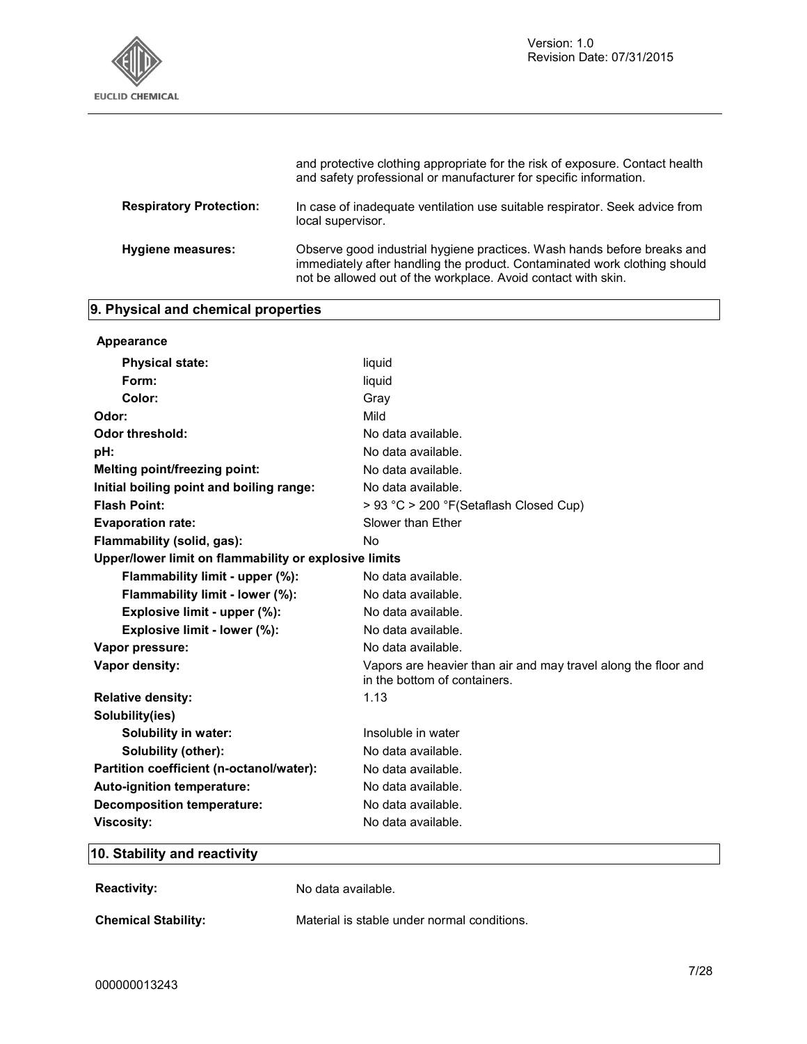| | |
|---|---|
| | and protective clothing appropriate for the risk of exposure. Contact health and safety professional or manufacturer for specific information. |
| **Respiratory Protection:** | In case of inadequate ventilation use suitable respirator. Seek advice from local supervisor. |
| **Hygiene measures:** | Observe good industrial hygiene practices. Wash hands before breaks and immediately after handling the product. Contaminated work clothing should not be allowed out of the workplace. Avoid contact with skin. |

## 9. Physical and chemical properties

**Appearance**

| | |
|---|---|
| **Physical state:** | liquid |
| **Form:** | liquid |
| **Color:** | Gray |
| **Odor:** | Mild |
| **Odor threshold:** | No data available. |
| **pH:** | No data available. |
| **Melting point/freezing point:** | No data available. |
| **Initial boiling point and boiling range:** | No data available. |
| **Flash Point:** | > 93 °C > 200 °F(Setaflash Closed Cup) |
| **Evaporation rate:** | Slower than Ether |
| **Flammability (solid, gas):** | No |
| **Upper/lower limit on flammability or explosive limits** | |
| **Flammability limit - upper (%):** | No data available. |
| **Flammability limit - lower (%):** | No data available. |
| **Explosive limit - upper (%):** | No data available. |
| **Explosive limit - lower (%):** | No data available. |
| **Vapor pressure:** | No data available. |
| **Vapor density:** | Vapors are heavier than air and may travel along the floor and in the bottom of containers. |
| **Relative density:** | 1.13 |
| **Solubility(ies)** | |
| **Solubility in water:** | Insoluble in water |
| **Solubility (other):** | No data available. |
| **Partition coefficient (n-octanol/water):** | No data available. |
| **Auto-ignition temperature:** | No data available. |
| **Decomposition temperature:** | No data available. |
| **Viscosity:** | No data available. |

## 10. Stability and reactivity

| | |
|---|---|
| **Reactivity:** | No data available. |
| **Chemical Stability:** | Material is stable under normal conditions. |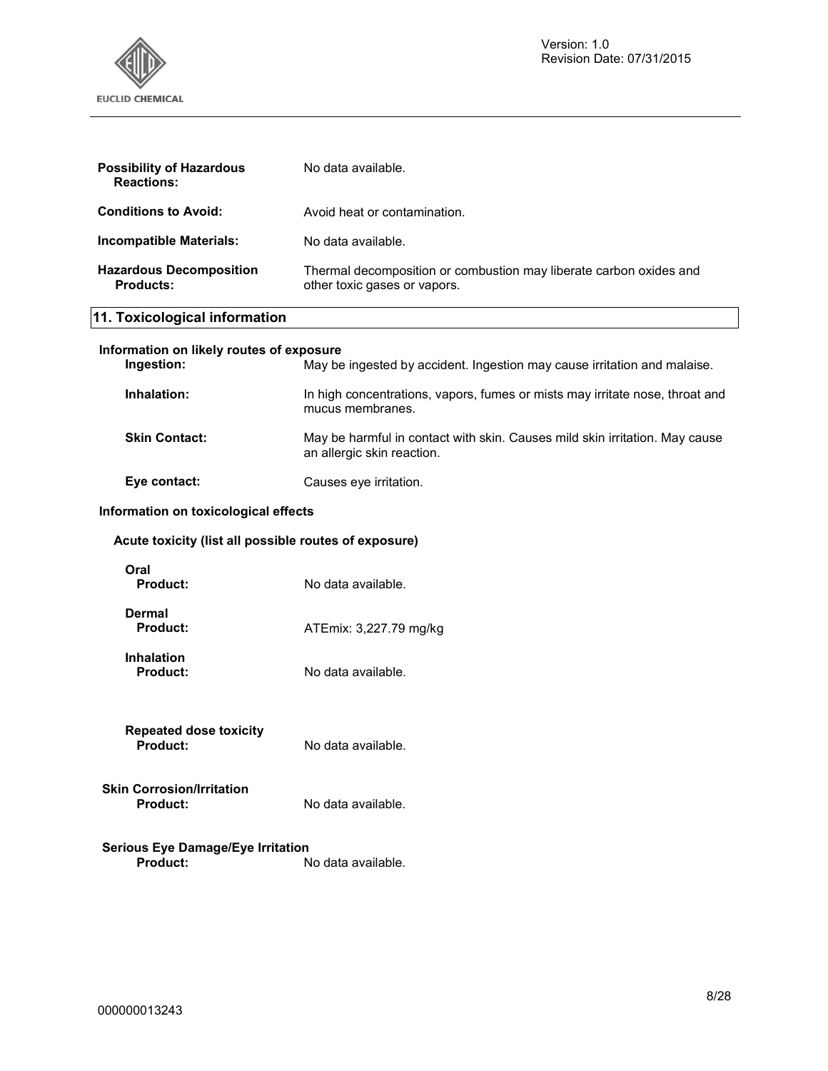**Possibility of Hazardous Reactions:** No data available.

**Conditions to Avoid:** Avoid heat or contamination.

**Incompatible Materials:** No data available.

**Hazardous Decomposition Products:** Thermal decomposition or combustion may liberate carbon oxides and other toxic gases or vapors.

## 11. Toxicological information

### Information on likely routes of exposure

**Ingestion:** May be ingested by accident. Ingestion may cause irritation and malaise.

**Inhalation:** In high concentrations, vapors, fumes or mists may irritate nose, throat and mucus membranes.

**Skin Contact:** May be harmful in contact with skin. Causes mild skin irritation. May cause an allergic skin reaction.

**Eye contact:** Causes eye irritation.

### Information on toxicological effects

#### Acute toxicity (list all possible routes of exposure)

**Oral**
**Product:** No data available.

**Dermal**
**Product:** ATEmix: 3,227.79 mg/kg

**Inhalation**
**Product:** No data available.

**Repeated dose toxicity**
**Product:** No data available.

**Skin Corrosion/Irritation**
**Product:** No data available.

**Serious Eye Damage/Eye Irritation**
**Product:** No data available.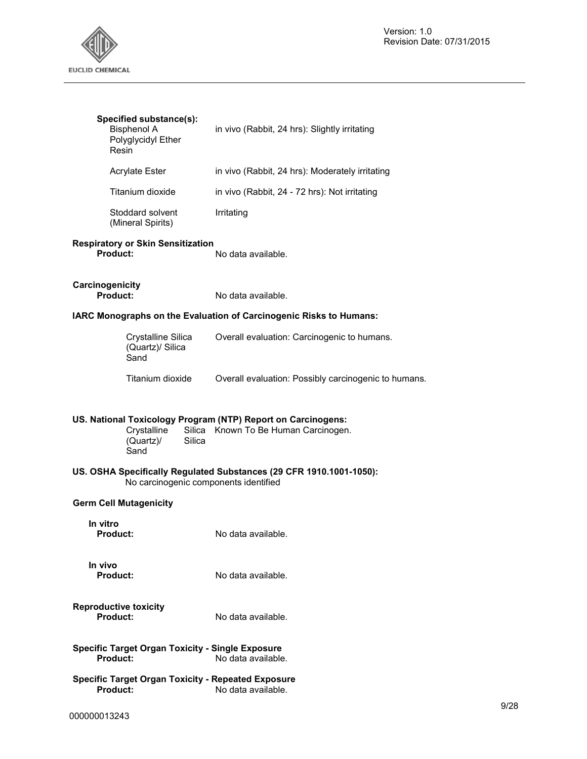**Specified substance(s):**

| | |
|---|---|
| Bisphenol A Polyglycidyl Ether Resin | in vivo (Rabbit, 24 hrs): Slightly irritating |
| Acrylate Ester | in vivo (Rabbit, 24 hrs): Moderately irritating |
| Titanium dioxide | in vivo (Rabbit, 24 - 72 hrs): Not irritating |
| Stoddard solvent (Mineral Spirits) | Irritating |

**Respiratory or Skin Sensitization**

**Product:** No data available.

**Carcinogenicity**

**Product:** No data available.

**IARC Monographs on the Evaluation of Carcinogenic Risks to Humans:**

| | |
|---|---|
| Crystalline Silica (Quartz)/ Silica Sand | Overall evaluation: Carcinogenic to humans. |
| Titanium dioxide | Overall evaluation: Possibly carcinogenic to humans. |

**US. National Toxicology Program (NTP) Report on Carcinogens:**

| | |
|---|---|
| Crystalline Silica (Quartz)/ Silica Sand | Known To Be Human Carcinogen. |

**US. OSHA Specifically Regulated Substances (29 CFR 1910.1001-1050):**

No carcinogenic components identified

**Germ Cell Mutagenicity**

**In vitro**

**Product:** No data available.

**In vivo**

**Product:** No data available.

**Reproductive toxicity**

**Product:** No data available.

**Specific Target Organ Toxicity - Single Exposure**

**Product:** No data available.

**Specific Target Organ Toxicity - Repeated Exposure**

**Product:** No data available.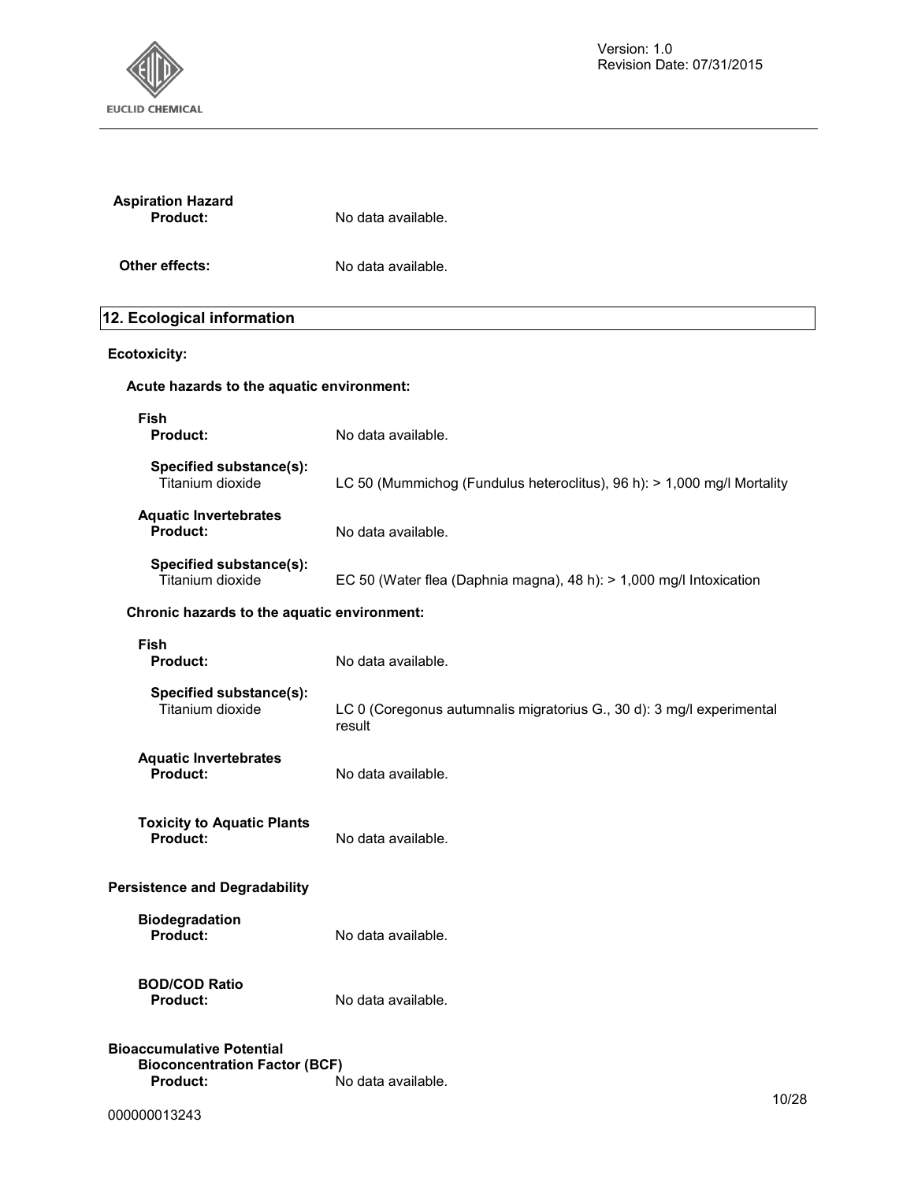**Aspiration Hazard**

**Product:** No data available.

**Other effects:** No data available.

## 12. Ecological information

**Ecotoxicity:**

**Acute hazards to the aquatic environment:**

**Fish**

**Product:** No data available.

**Specified substance(s):**
Titanium dioxide — LC 50 (Mummichog (Fundulus heteroclitus), 96 h): > 1,000 mg/l Mortality

**Aquatic Invertebrates**

**Product:** No data available.

**Specified substance(s):**
Titanium dioxide — EC 50 (Water flea (Daphnia magna), 48 h): > 1,000 mg/l Intoxication

**Chronic hazards to the aquatic environment:**

**Fish**

**Product:** No data available.

**Specified substance(s):**
Titanium dioxide — LC 0 (Coregonus autumnalis migratorius G., 30 d): 3 mg/l experimental result

**Aquatic Invertebrates**

**Product:** No data available.

**Toxicity to Aquatic Plants**

**Product:** No data available.

**Persistence and Degradability**

**Biodegradation**

**Product:** No data available.

**BOD/COD Ratio**

**Product:** No data available.

**Bioaccumulative Potential**

**Bioconcentration Factor (BCF)**

**Product:** No data available.

000000013243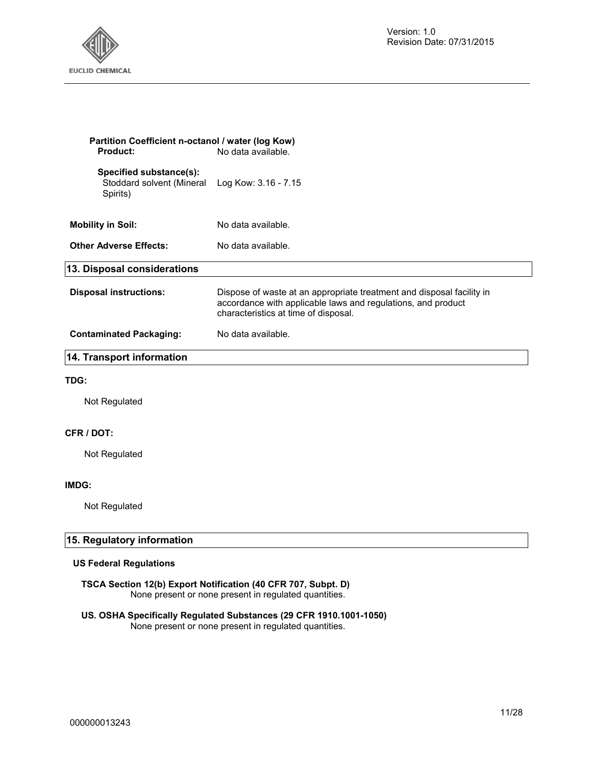**Partition Coefficient n-octanol / water (log Kow)**

**Product:** No data available.

**Specified substance(s):**

Stoddard solvent (Mineral Spirits) Log Kow: 3.16 - 7.15

**Mobility in Soil:** No data available.

**Other Adverse Effects:** No data available.

## 13. Disposal considerations

**Disposal instructions:** Dispose of waste at an appropriate treatment and disposal facility in accordance with applicable laws and regulations, and product characteristics at time of disposal.

**Contaminated Packaging:** No data available.

## 14. Transport information

**TDG:**

Not Regulated

**CFR / DOT:**

Not Regulated

**IMDG:**

Not Regulated

## 15. Regulatory information

**US Federal Regulations**

**TSCA Section 12(b) Export Notification (40 CFR 707, Subpt. D)**
None present or none present in regulated quantities.

**US. OSHA Specifically Regulated Substances (29 CFR 1910.1001-1050)**
None present or none present in regulated quantities.

000000013243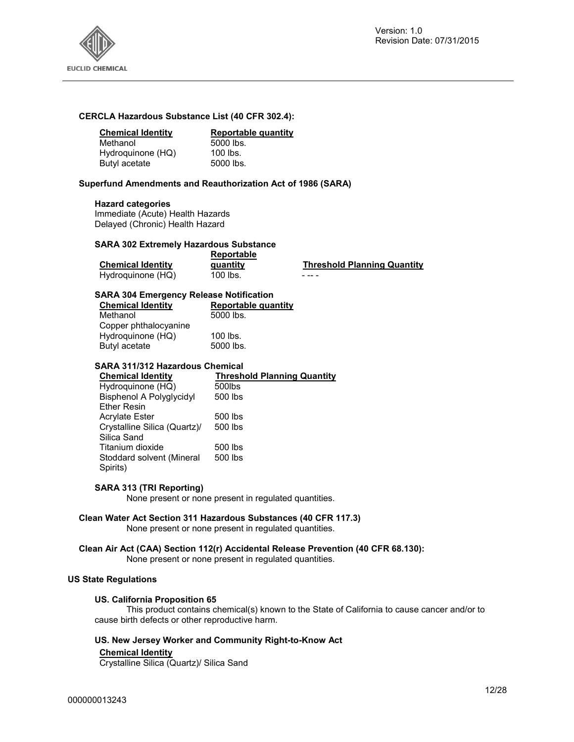**CERCLA Hazardous Substance List (40 CFR 302.4):**

| Chemical Identity | Reportable quantity |
|---|---|
| Methanol | 5000 lbs. |
| Hydroquinone (HQ) | 100 lbs. |
| Butyl acetate | 5000 lbs. |

**Superfund Amendments and Reauthorization Act of 1986 (SARA)**

**Hazard categories**

Immediate (Acute) Health Hazards
Delayed (Chronic) Health Hazard

**SARA 302 Extremely Hazardous Substance**

| Chemical Identity | Reportable quantity | Threshold Planning Quantity |
|---|---|---|
| Hydroquinone (HQ) | 100 lbs. | - -- - |

**SARA 304 Emergency Release Notification**

| Chemical Identity | Reportable quantity |
|---|---|
| Methanol | 5000 lbs. |
| Copper phthalocyanine | |
| Hydroquinone (HQ) | 100 lbs. |
| Butyl acetate | 5000 lbs. |

**SARA 311/312 Hazardous Chemical**

| Chemical Identity | Threshold Planning Quantity |
|---|---|
| Hydroquinone (HQ) | 500lbs |
| Bisphenol A Polyglycidyl Ether Resin | 500 lbs |
| Acrylate Ester | 500 lbs |
| Crystalline Silica (Quartz)/ Silica Sand | 500 lbs |
| Titanium dioxide | 500 lbs |
| Stoddard solvent (Mineral Spirits) | 500 lbs |

**SARA 313 (TRI Reporting)**

None present or none present in regulated quantities.

**Clean Water Act Section 311 Hazardous Substances (40 CFR 117.3)**

None present or none present in regulated quantities.

**Clean Air Act (CAA) Section 112(r) Accidental Release Prevention (40 CFR 68.130):**

None present or none present in regulated quantities.

**US State Regulations**

**US. California Proposition 65**

This product contains chemical(s) known to the State of California to cause cancer and/or to cause birth defects or other reproductive harm.

**US. New Jersey Worker and Community Right-to-Know Act**

**Chemical Identity**

Crystalline Silica (Quartz)/ Silica Sand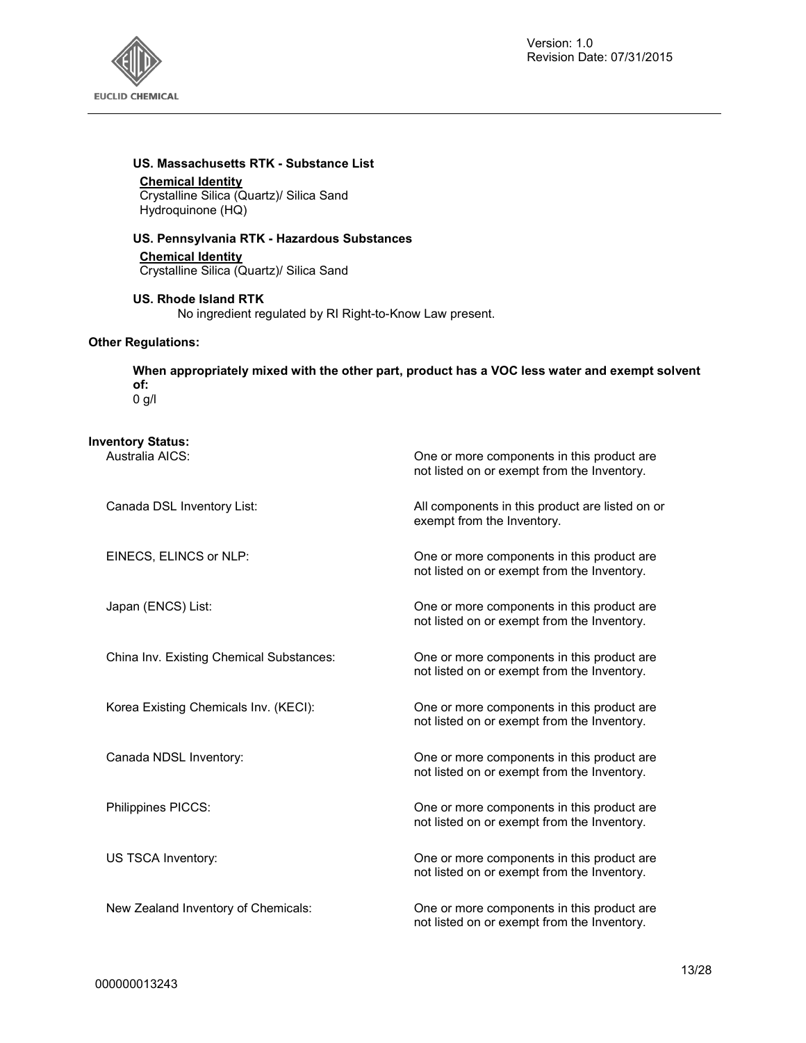**US. Massachusetts RTK - Substance List**

**Chemical Identity**
Crystalline Silica (Quartz)/ Silica Sand
Hydroquinone (HQ)

**US. Pennsylvania RTK - Hazardous Substances**

**Chemical Identity**
Crystalline Silica (Quartz)/ Silica Sand

**US. Rhode Island RTK**

No ingredient regulated by RI Right-to-Know Law present.

**Other Regulations:**

**When appropriately mixed with the other part, product has a VOC less water and exempt solvent of:**
0 g/l

**Inventory Status:**

| | |
|---|---|
| Australia AICS: | One or more components in this product are not listed on or exempt from the Inventory. |
| Canada DSL Inventory List: | All components in this product are listed on or exempt from the Inventory. |
| EINECS, ELINCS or NLP: | One or more components in this product are not listed on or exempt from the Inventory. |
| Japan (ENCS) List: | One or more components in this product are not listed on or exempt from the Inventory. |
| China Inv. Existing Chemical Substances: | One or more components in this product are not listed on or exempt from the Inventory. |
| Korea Existing Chemicals Inv. (KECI): | One or more components in this product are not listed on or exempt from the Inventory. |
| Canada NDSL Inventory: | One or more components in this product are not listed on or exempt from the Inventory. |
| Philippines PICCS: | One or more components in this product are not listed on or exempt from the Inventory. |
| US TSCA Inventory: | One or more components in this product are not listed on or exempt from the Inventory. |
| New Zealand Inventory of Chemicals: | One or more components in this product are not listed on or exempt from the Inventory. |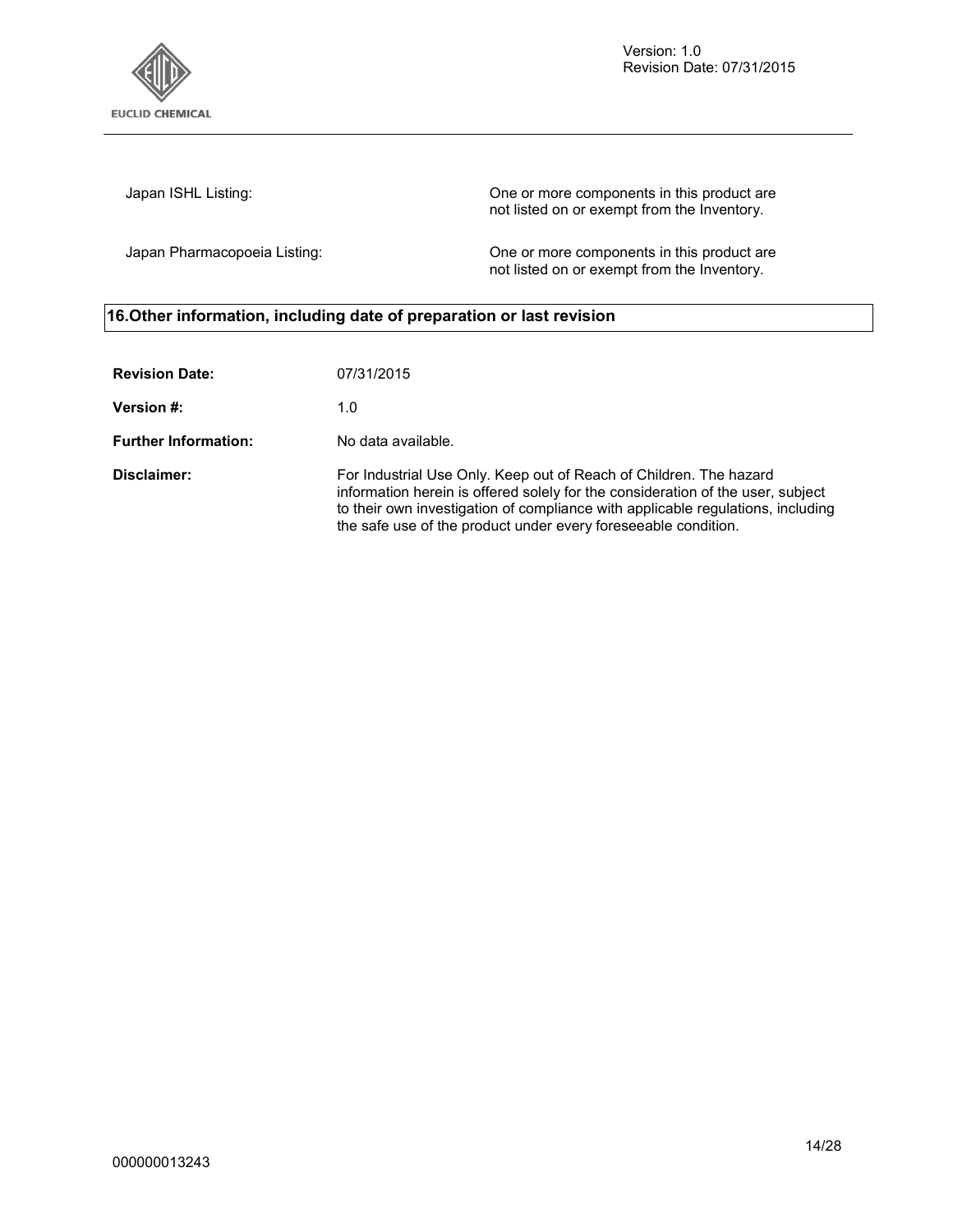| | |
|---|---|
| Japan ISHL Listing: | One or more components in this product are not listed on or exempt from the Inventory. |
| Japan Pharmacopoeia Listing: | One or more components in this product are not listed on or exempt from the Inventory. |

## 16.Other information, including date of preparation or last revision

**Revision Date:** 07/31/2015

**Version #:** 1.0

**Further Information:** No data available.

**Disclaimer:** For Industrial Use Only. Keep out of Reach of Children. The hazard information herein is offered solely for the consideration of the user, subject to their own investigation of compliance with applicable regulations, including the safe use of the product under every foreseeable condition.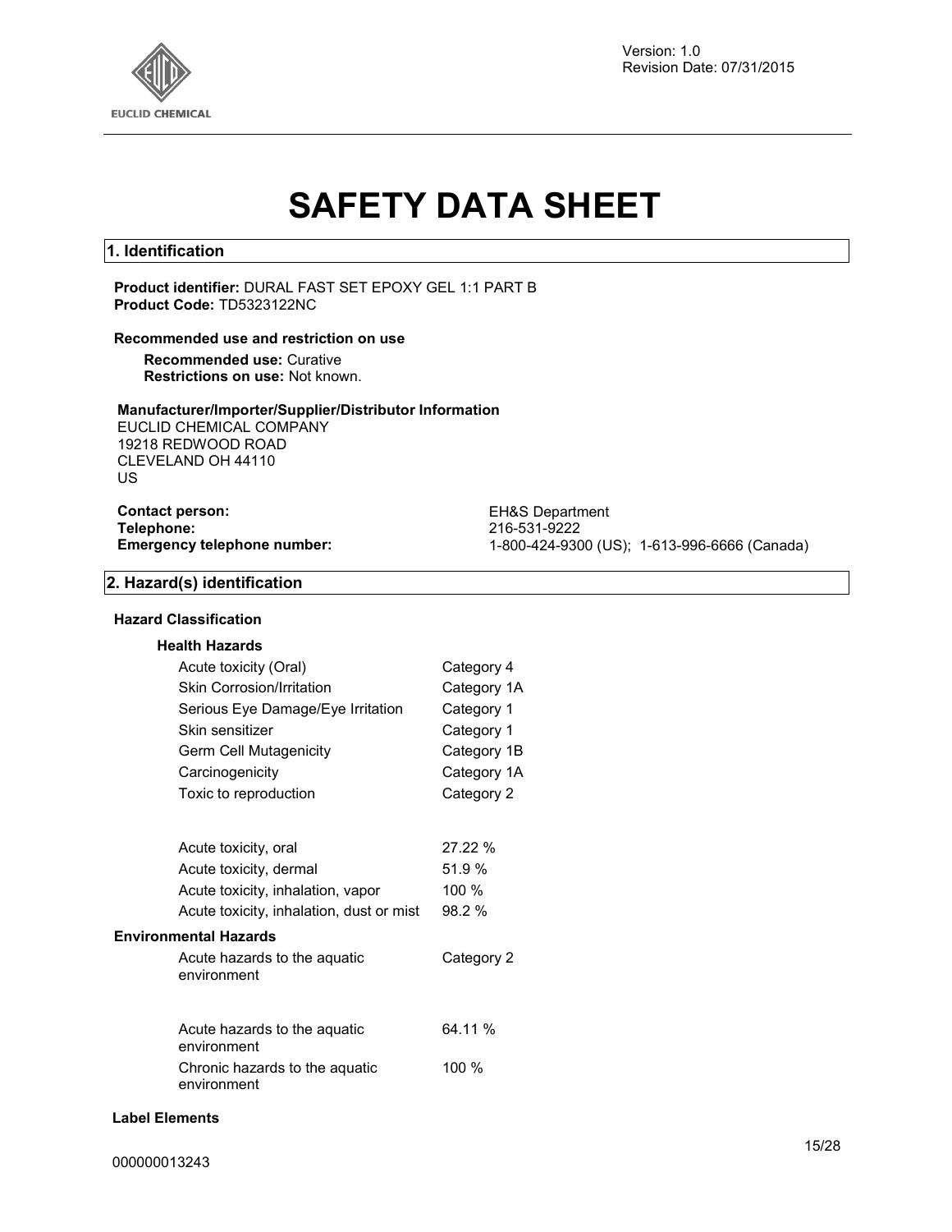Version: 1.0
Revision Date: 07/31/2015

# SAFETY DATA SHEET

## 1. Identification

**Product identifier:** DURAL FAST SET EPOXY GEL 1:1 PART B
**Product Code:** TD5323122NC

**Recommended use and restriction on use**

**Recommended use:** Curative
**Restrictions on use:** Not known.

**Manufacturer/Importer/Supplier/Distributor Information**
EUCLID CHEMICAL COMPANY
19218 REDWOOD ROAD
CLEVELAND OH 44110
US

| | |
|---|---|
| **Contact person:** | EH&S Department |
| **Telephone:** | 216-531-9222 |
| **Emergency telephone number:** | 1-800-424-9300 (US); 1-613-996-6666 (Canada) |

## 2. Hazard(s) identification

**Hazard Classification**

**Health Hazards**

| | |
|---|---|
| Acute toxicity (Oral) | Category 4 |
| Skin Corrosion/Irritation | Category 1A |
| Serious Eye Damage/Eye Irritation | Category 1 |
| Skin sensitizer | Category 1 |
| Germ Cell Mutagenicity | Category 1B |
| Carcinogenicity | Category 1A |
| Toxic to reproduction | Category 2 |

| | |
|---|---|
| Acute toxicity, oral | 27.22 % |
| Acute toxicity, dermal | 51.9 % |
| Acute toxicity, inhalation, vapor | 100 % |
| Acute toxicity, inhalation, dust or mist | 98.2 % |

**Environmental Hazards**

| | |
|---|---|
| Acute hazards to the aquatic environment | Category 2 |

| | |
|---|---|
| Acute hazards to the aquatic environment | 64.11 % |
| Chronic hazards to the aquatic environment | 100 % |

**Label Elements**

000000013243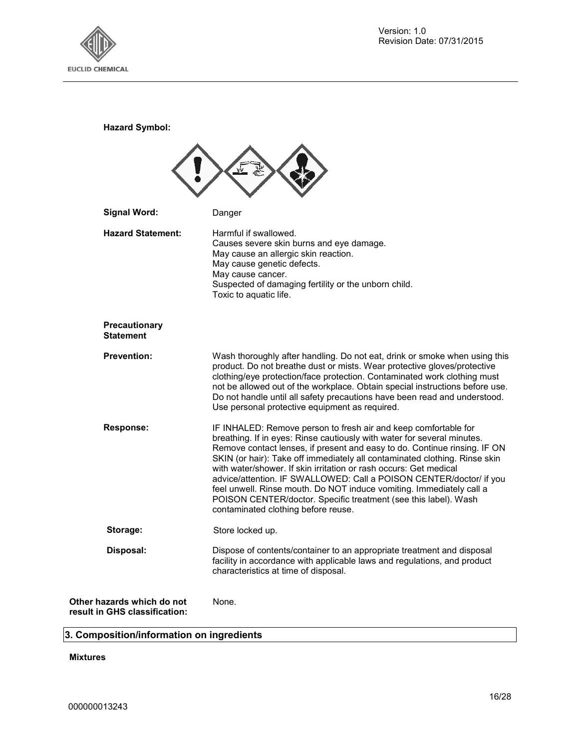**Hazard Symbol:**

**Signal Word:** Danger

**Hazard Statement:** Harmful if swallowed.
Causes severe skin burns and eye damage.
May cause an allergic skin reaction.
May cause genetic defects.
May cause cancer.
Suspected of damaging fertility or the unborn child.
Toxic to aquatic life.

**Precautionary Statement**

**Prevention:** Wash thoroughly after handling. Do not eat, drink or smoke when using this product. Do not breathe dust or mists. Wear protective gloves/protective clothing/eye protection/face protection. Contaminated work clothing must not be allowed out of the workplace. Obtain special instructions before use. Do not handle until all safety precautions have been read and understood. Use personal protective equipment as required.

**Response:** IF INHALED: Remove person to fresh air and keep comfortable for breathing. If in eyes: Rinse cautiously with water for several minutes. Remove contact lenses, if present and easy to do. Continue rinsing. IF ON SKIN (or hair): Take off immediately all contaminated clothing. Rinse skin with water/shower. If skin irritation or rash occurs: Get medical advice/attention. IF SWALLOWED: Call a POISON CENTER/doctor/ if you feel unwell. Rinse mouth. Do NOT induce vomiting. Immediately call a POISON CENTER/doctor. Specific treatment (see this label). Wash contaminated clothing before reuse.

**Storage:** Store locked up.

**Disposal:** Dispose of contents/container to an appropriate treatment and disposal facility in accordance with applicable laws and regulations, and product characteristics at time of disposal.

**Other hazards which do not result in GHS classification:** None.

## 3. Composition/information on ingredients

**Mixtures**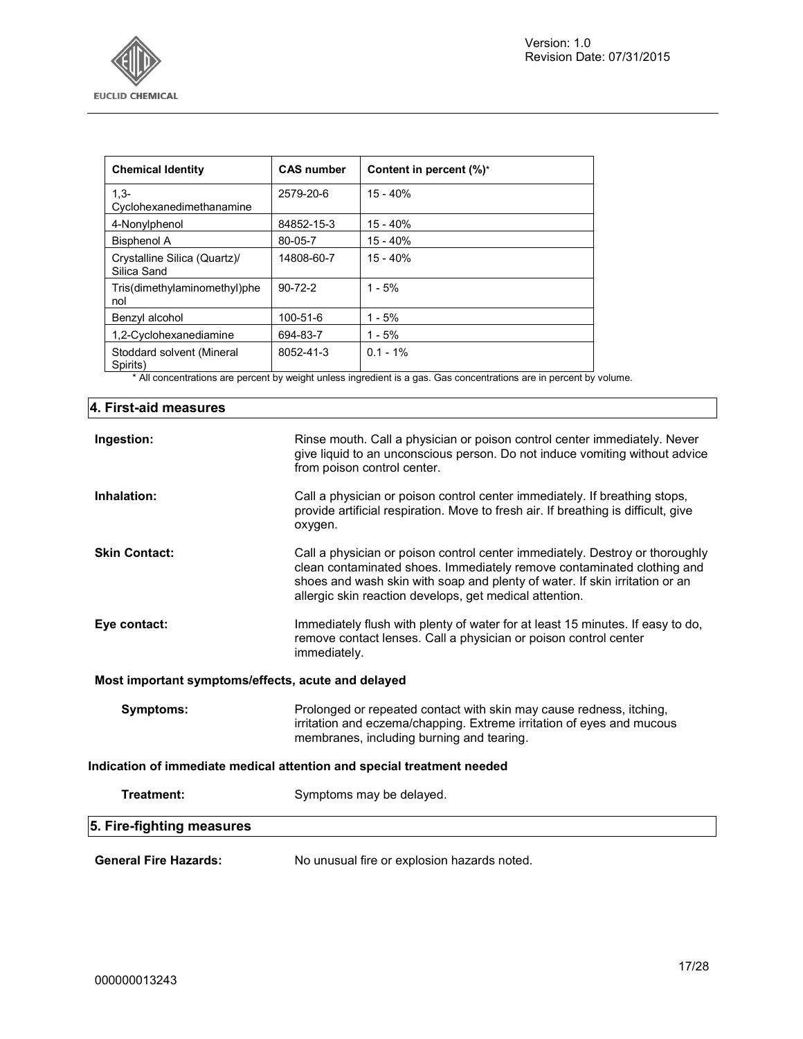| Chemical Identity | CAS number | Content in percent (%)* |
|---|---|---|
| 1,3-Cyclohexanedimethanamine | 2579-20-6 | 15 - 40% |
| 4-Nonylphenol | 84852-15-3 | 15 - 40% |
| Bisphenol A | 80-05-7 | 15 - 40% |
| Crystalline Silica (Quartz)/ Silica Sand | 14808-60-7 | 15 - 40% |
| Tris(dimethylaminomethyl)phenol | 90-72-2 | 1 - 5% |
| Benzyl alcohol | 100-51-6 | 1 - 5% |
| 1,2-Cyclohexanediamine | 694-83-7 | 1 - 5% |
| Stoddard solvent (Mineral Spirits) | 8052-41-3 | 0.1 - 1% |

* All concentrations are percent by weight unless ingredient is a gas. Gas concentrations are in percent by volume.

## 4. First-aid measures

**Ingestion:** Rinse mouth. Call a physician or poison control center immediately. Never give liquid to an unconscious person. Do not induce vomiting without advice from poison control center.

**Inhalation:** Call a physician or poison control center immediately. If breathing stops, provide artificial respiration. Move to fresh air. If breathing is difficult, give oxygen.

**Skin Contact:** Call a physician or poison control center immediately. Destroy or thoroughly clean contaminated shoes. Immediately remove contaminated clothing and shoes and wash skin with soap and plenty of water. If skin irritation or an allergic skin reaction develops, get medical attention.

**Eye contact:** Immediately flush with plenty of water for at least 15 minutes. If easy to do, remove contact lenses. Call a physician or poison control center immediately.

**Most important symptoms/effects, acute and delayed**

**Symptoms:** Prolonged or repeated contact with skin may cause redness, itching, irritation and eczema/chapping. Extreme irritation of eyes and mucous membranes, including burning and tearing.

**Indication of immediate medical attention and special treatment needed**

**Treatment:** Symptoms may be delayed.

## 5. Fire-fighting measures

**General Fire Hazards:** No unusual fire or explosion hazards noted.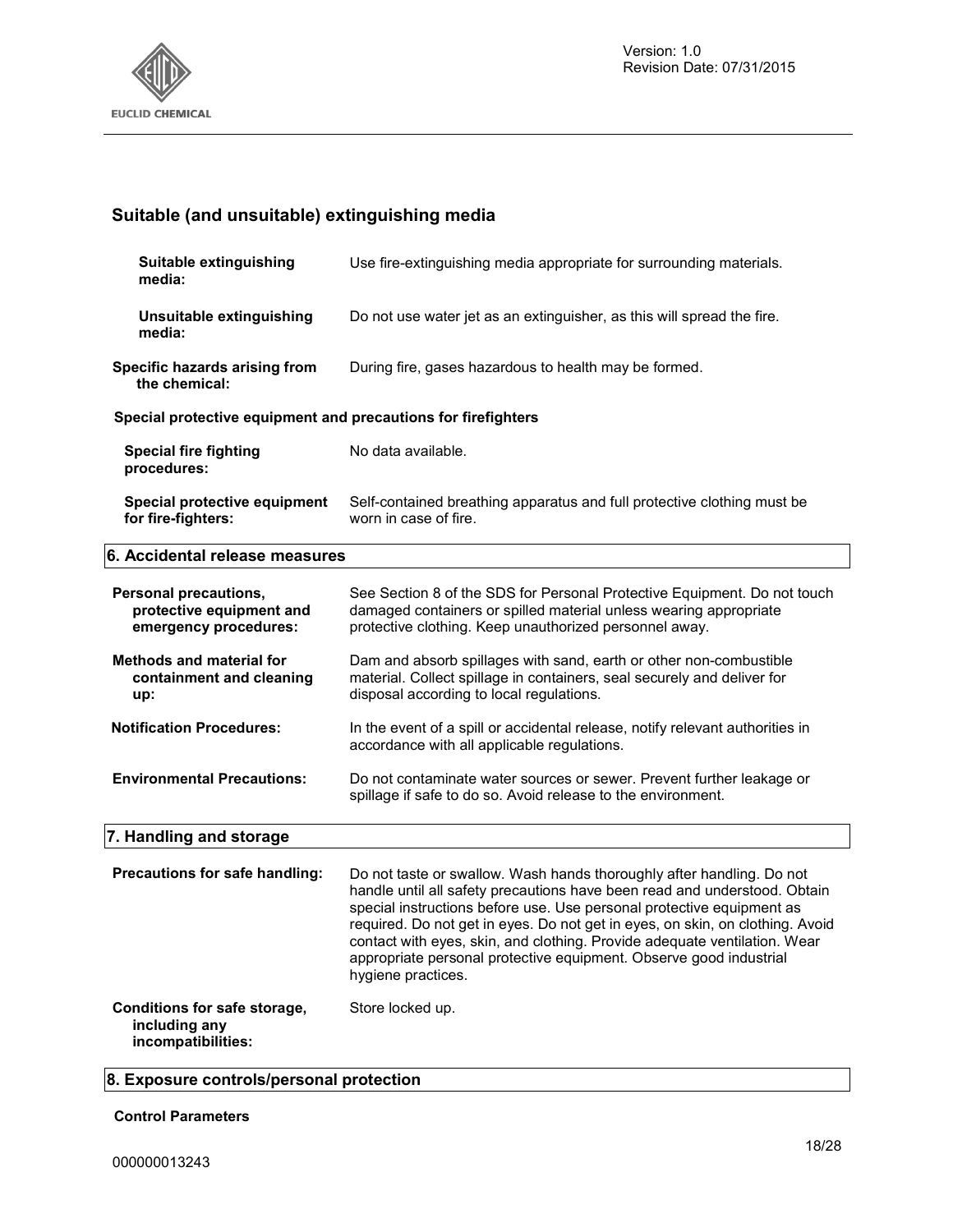## Suitable (and unsuitable) extinguishing media

**Suitable extinguishing media:** Use fire-extinguishing media appropriate for surrounding materials.

**Unsuitable extinguishing media:** Do not use water jet as an extinguisher, as this will spread the fire.

**Specific hazards arising from the chemical:** During fire, gases hazardous to health may be formed.

### Special protective equipment and precautions for firefighters

**Special fire fighting procedures:** No data available.

**Special protective equipment for fire-fighters:** Self-contained breathing apparatus and full protective clothing must be worn in case of fire.

## 6. Accidental release measures

**Personal precautions, protective equipment and emergency procedures:** See Section 8 of the SDS for Personal Protective Equipment. Do not touch damaged containers or spilled material unless wearing appropriate protective clothing. Keep unauthorized personnel away.

**Methods and material for containment and cleaning up:** Dam and absorb spillages with sand, earth or other non-combustible material. Collect spillage in containers, seal securely and deliver for disposal according to local regulations.

**Notification Procedures:** In the event of a spill or accidental release, notify relevant authorities in accordance with all applicable regulations.

**Environmental Precautions:** Do not contaminate water sources or sewer. Prevent further leakage or spillage if safe to do so. Avoid release to the environment.

## 7. Handling and storage

**Precautions for safe handling:** Do not taste or swallow. Wash hands thoroughly after handling. Do not handle until all safety precautions have been read and understood. Obtain special instructions before use. Use personal protective equipment as required. Do not get in eyes. Do not get in eyes, on skin, on clothing. Avoid contact with eyes, skin, and clothing. Provide adequate ventilation. Wear appropriate personal protective equipment. Observe good industrial hygiene practices.

**Conditions for safe storage, including any incompatibilities:** Store locked up.

## 8. Exposure controls/personal protection

**Control Parameters**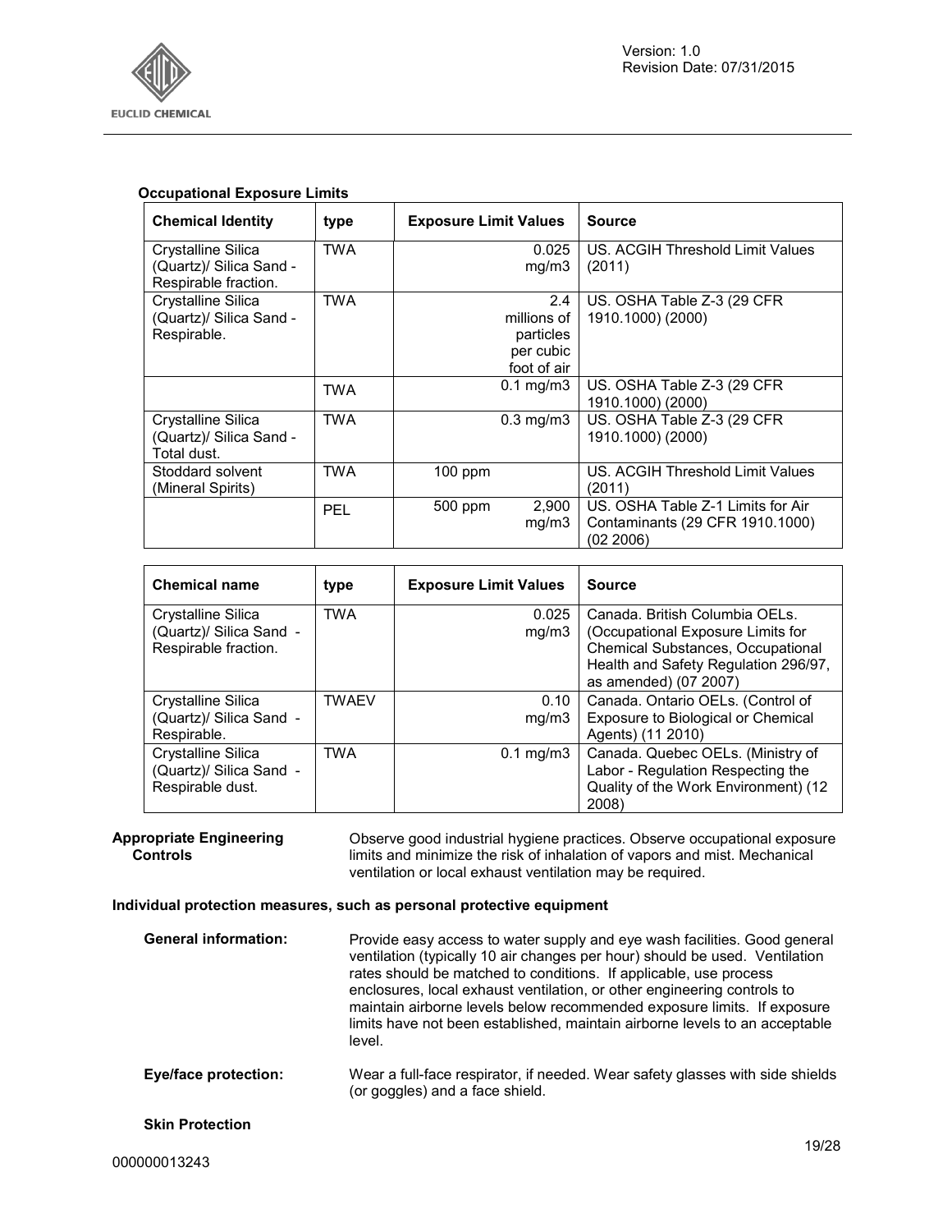### Occupational Exposure Limits

| Chemical Identity | type | Exposure Limit Values | Source |
|---|---|---|---|
| Crystalline Silica (Quartz)/ Silica Sand - Respirable fraction. | TWA | 0.025 mg/m3 | US. ACGIH Threshold Limit Values (2011) |
| Crystalline Silica (Quartz)/ Silica Sand - Respirable. | TWA | 2.4 millions of particles per cubic foot of air | US. OSHA Table Z-3 (29 CFR 1910.1000) (2000) |
| | TWA | 0.1 mg/m3 | US. OSHA Table Z-3 (29 CFR 1910.1000) (2000) |
| Crystalline Silica (Quartz)/ Silica Sand - Total dust. | TWA | 0.3 mg/m3 | US. OSHA Table Z-3 (29 CFR 1910.1000) (2000) |
| Stoddard solvent (Mineral Spirits) | TWA | 100 ppm | US. ACGIH Threshold Limit Values (2011) |
| | PEL | 500 ppm 2,900 mg/m3 | US. OSHA Table Z-1 Limits for Air Contaminants (29 CFR 1910.1000) (02 2006) |

| Chemical name | type | Exposure Limit Values | Source |
|---|---|---|---|
| Crystalline Silica (Quartz)/ Silica Sand - Respirable fraction. | TWA | 0.025 mg/m3 | Canada. British Columbia OELs. (Occupational Exposure Limits for Chemical Substances, Occupational Health and Safety Regulation 296/97, as amended) (07 2007) |
| Crystalline Silica (Quartz)/ Silica Sand - Respirable. | TWAEV | 0.10 mg/m3 | Canada. Ontario OELs. (Control of Exposure to Biological or Chemical Agents) (11 2010) |
| Crystalline Silica (Quartz)/ Silica Sand - Respirable dust. | TWA | 0.1 mg/m3 | Canada. Quebec OELs. (Ministry of Labor - Regulation Respecting the Quality of the Work Environment) (12 2008) |

**Appropriate Engineering Controls**

Observe good industrial hygiene practices. Observe occupational exposure limits and minimize the risk of inhalation of vapors and mist. Mechanical ventilation or local exhaust ventilation may be required.

### Individual protection measures, such as personal protective equipment

**General information:**

Provide easy access to water supply and eye wash facilities. Good general ventilation (typically 10 air changes per hour) should be used. Ventilation rates should be matched to conditions. If applicable, use process enclosures, local exhaust ventilation, or other engineering controls to maintain airborne levels below recommended exposure limits. If exposure limits have not been established, maintain airborne levels to an acceptable level.

**Eye/face protection:**

Wear a full-face respirator, if needed. Wear safety glasses with side shields (or goggles) and a face shield.

**Skin Protection**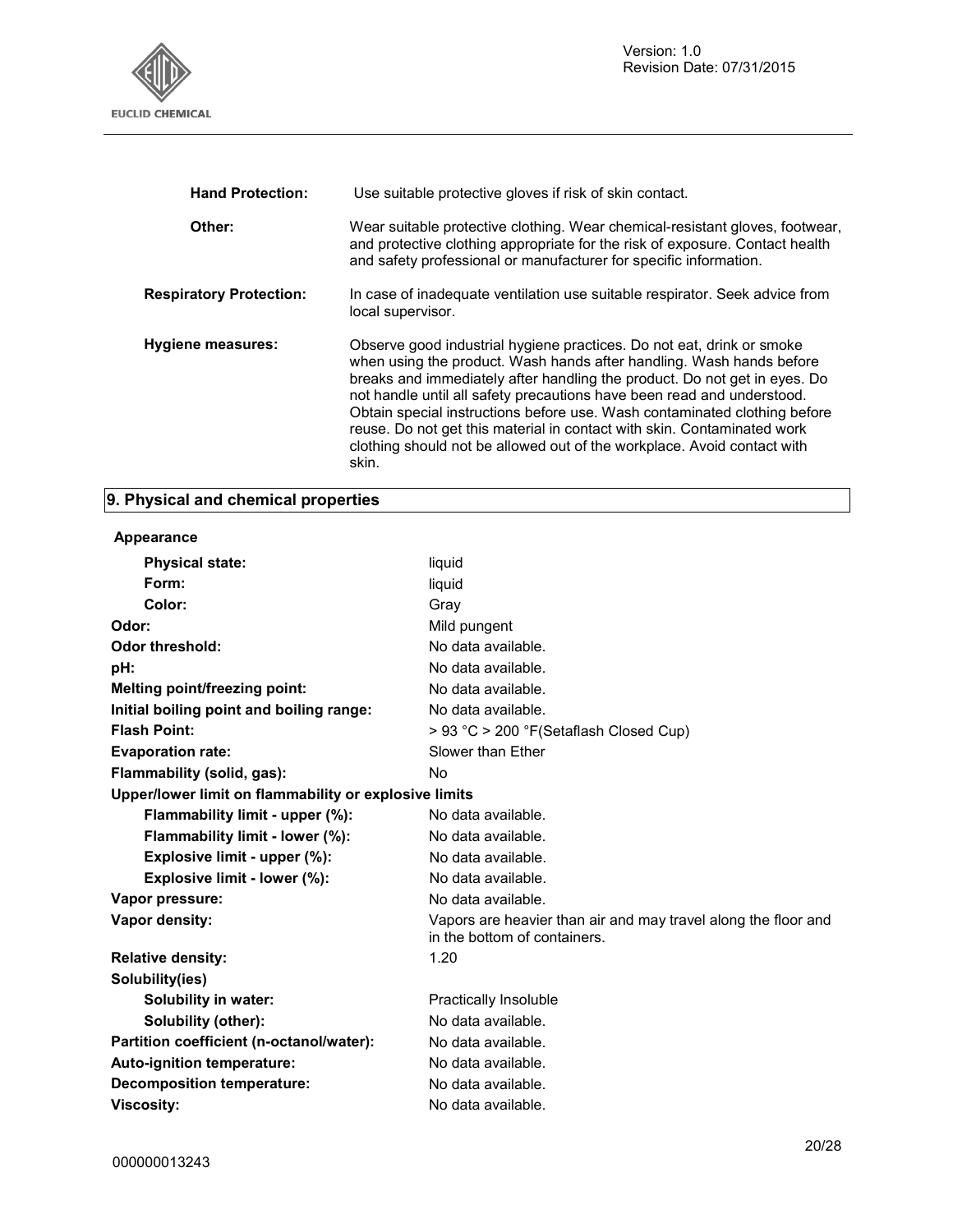| | |
|---|---|
| **Hand Protection:** | Use suitable protective gloves if risk of skin contact. |
| **Other:** | Wear suitable protective clothing. Wear chemical-resistant gloves, footwear, and protective clothing appropriate for the risk of exposure. Contact health and safety professional or manufacturer for specific information. |
| **Respiratory Protection:** | In case of inadequate ventilation use suitable respirator. Seek advice from local supervisor. |
| **Hygiene measures:** | Observe good industrial hygiene practices. Do not eat, drink or smoke when using the product. Wash hands after handling. Wash hands before breaks and immediately after handling the product. Do not get in eyes. Do not handle until all safety precautions have been read and understood. Obtain special instructions before use. Wash contaminated clothing before reuse. Do not get this material in contact with skin. Contaminated work clothing should not be allowed out of the workplace. Avoid contact with skin. |

## 9. Physical and chemical properties

**Appearance**

| | |
|---|---|
| **Physical state:** | liquid |
| **Form:** | liquid |
| **Color:** | Gray |
| **Odor:** | Mild pungent |
| **Odor threshold:** | No data available. |
| **pH:** | No data available. |
| **Melting point/freezing point:** | No data available. |
| **Initial boiling point and boiling range:** | No data available. |
| **Flash Point:** | > 93 °C > 200 °F(Setaflash Closed Cup) |
| **Evaporation rate:** | Slower than Ether |
| **Flammability (solid, gas):** | No |
| **Upper/lower limit on flammability or explosive limits** | |
| **Flammability limit - upper (%):** | No data available. |
| **Flammability limit - lower (%):** | No data available. |
| **Explosive limit - upper (%):** | No data available. |
| **Explosive limit - lower (%):** | No data available. |
| **Vapor pressure:** | No data available. |
| **Vapor density:** | Vapors are heavier than air and may travel along the floor and in the bottom of containers. |
| **Relative density:** | 1.20 |
| **Solubility(ies)** | |
| **Solubility in water:** | Practically Insoluble |
| **Solubility (other):** | No data available. |
| **Partition coefficient (n-octanol/water):** | No data available. |
| **Auto-ignition temperature:** | No data available. |
| **Decomposition temperature:** | No data available. |
| **Viscosity:** | No data available. |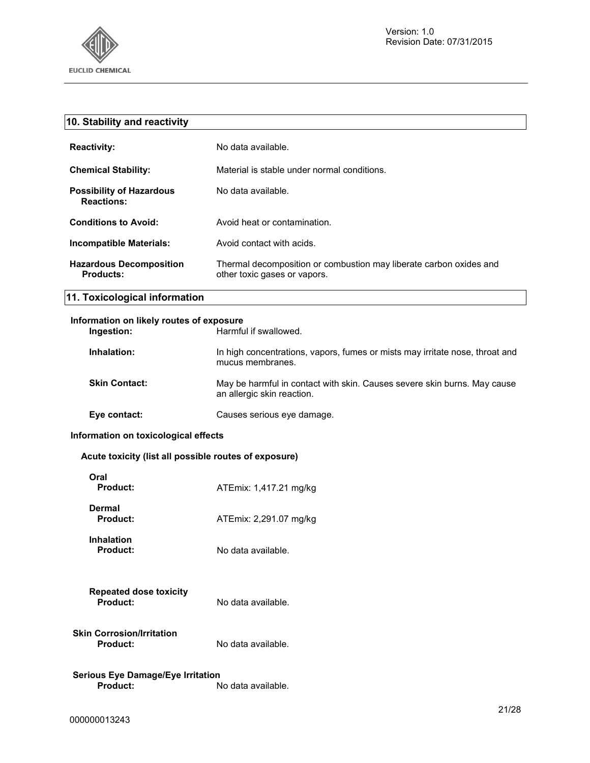## 10. Stability and reactivity

**Reactivity:** No data available.

**Chemical Stability:** Material is stable under normal conditions.

**Possibility of Hazardous Reactions:** No data available.

**Conditions to Avoid:** Avoid heat or contamination.

**Incompatible Materials:** Avoid contact with acids.

**Hazardous Decomposition Products:** Thermal decomposition or combustion may liberate carbon oxides and other toxic gases or vapors.

## 11. Toxicological information

**Information on likely routes of exposure**

**Ingestion:** Harmful if swallowed.

**Inhalation:** In high concentrations, vapors, fumes or mists may irritate nose, throat and mucus membranes.

**Skin Contact:** May be harmful in contact with skin. Causes severe skin burns. May cause an allergic skin reaction.

**Eye contact:** Causes serious eye damage.

**Information on toxicological effects**

**Acute toxicity (list all possible routes of exposure)**

**Oral**
**Product:** ATEmix: 1,417.21 mg/kg

**Dermal**
**Product:** ATEmix: 2,291.07 mg/kg

**Inhalation**
**Product:** No data available.

**Repeated dose toxicity**
**Product:** No data available.

**Skin Corrosion/Irritation**
**Product:** No data available.

**Serious Eye Damage/Eye Irritation**
**Product:** No data available.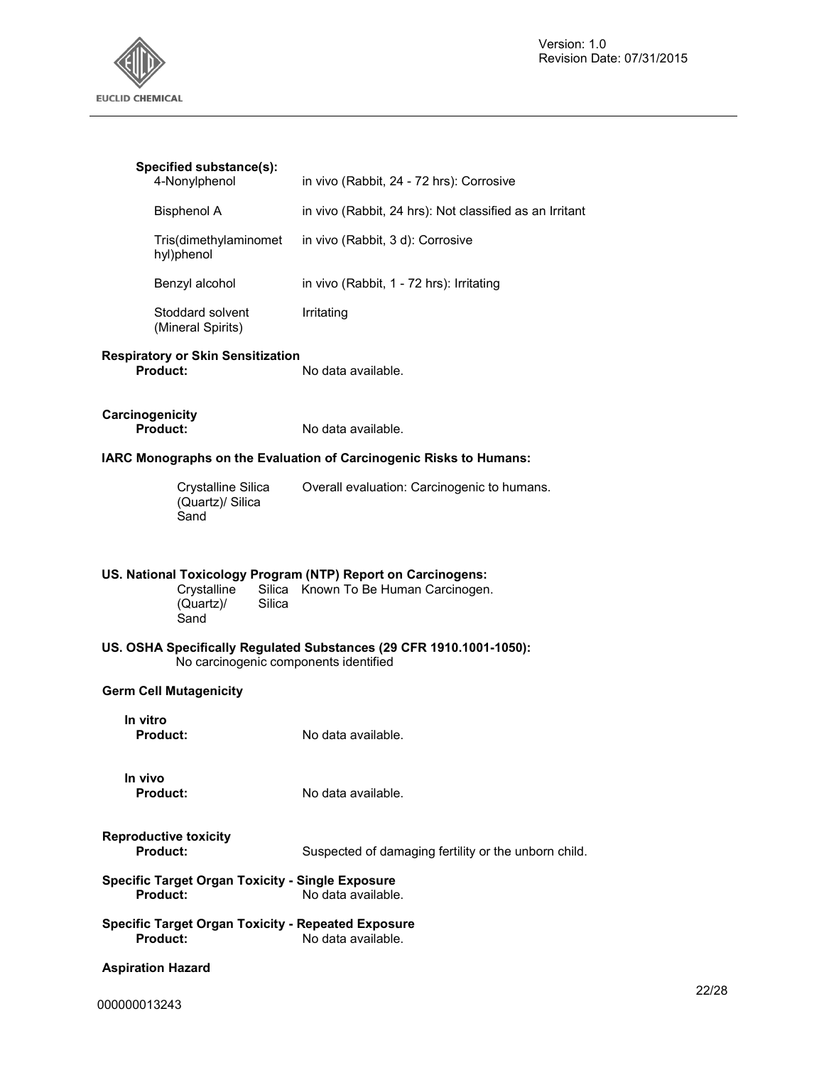**Specified substance(s):**

| | |
|---|---|
| 4-Nonylphenol | in vivo (Rabbit, 24 - 72 hrs): Corrosive |
| Bisphenol A | in vivo (Rabbit, 24 hrs): Not classified as an Irritant |
| Tris(dimethylaminomethyl)phenol | in vivo (Rabbit, 3 d): Corrosive |
| Benzyl alcohol | in vivo (Rabbit, 1 - 72 hrs): Irritating |
| Stoddard solvent (Mineral Spirits) | Irritating |

**Respiratory or Skin Sensitization**

**Product:** No data available.

**Carcinogenicity**

**Product:** No data available.

**IARC Monographs on the Evaluation of Carcinogenic Risks to Humans:**

| | |
|---|---|
| Crystalline Silica (Quartz)/ Silica Sand | Overall evaluation: Carcinogenic to humans. |

**US. National Toxicology Program (NTP) Report on Carcinogens:**

| | |
|---|---|
| Crystalline Silica (Quartz)/ Silica Sand | Known To Be Human Carcinogen. |

**US. OSHA Specifically Regulated Substances (29 CFR 1910.1001-1050):**

No carcinogenic components identified

**Germ Cell Mutagenicity**

**In vitro**

**Product:** No data available.

**In vivo**

**Product:** No data available.

**Reproductive toxicity**

**Product:** Suspected of damaging fertility or the unborn child.

**Specific Target Organ Toxicity - Single Exposure**

**Product:** No data available.

**Specific Target Organ Toxicity - Repeated Exposure**

**Product:** No data available.

**Aspiration Hazard**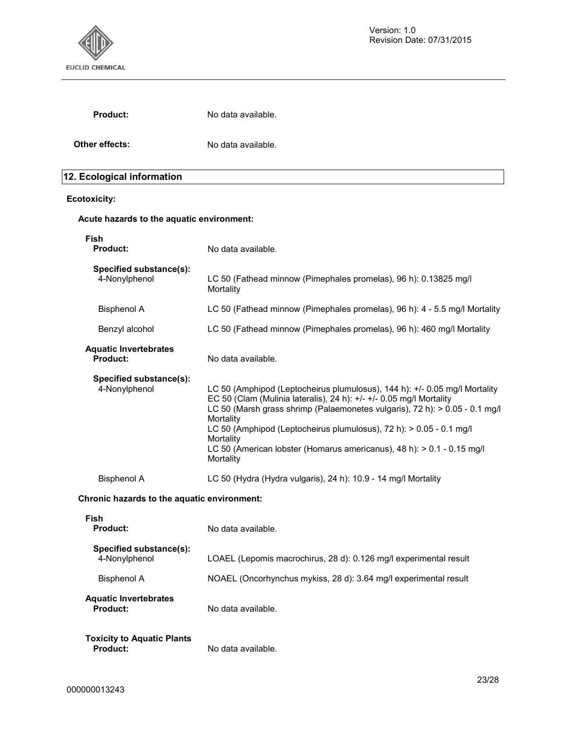**Product:** No data available.

**Other effects:** No data available.

## 12. Ecological information

**Ecotoxicity:**

**Acute hazards to the aquatic environment:**

**Fish**

| | |
|---|---|
| **Product:** | No data available. |
| **Specified substance(s):** | |
| 4-Nonylphenol | LC 50 (Fathead minnow (Pimephales promelas), 96 h): 0.13825 mg/l Mortality |
| Bisphenol A | LC 50 (Fathead minnow (Pimephales promelas), 96 h): 4 - 5.5 mg/l Mortality |
| Benzyl alcohol | LC 50 (Fathead minnow (Pimephales promelas), 96 h): 460 mg/l Mortality |

**Aquatic Invertebrates**

| | |
|---|---|
| **Product:** | No data available. |
| **Specified substance(s):** | |
| 4-Nonylphenol | LC 50 (Amphipod (Leptocheirus plumulosus), 144 h): +/- 0.05 mg/l Mortality<br>EC 50 (Clam (Mulinia lateralis), 24 h): +/- +/- 0.05 mg/l Mortality<br>LC 50 (Marsh grass shrimp (Palaemonetes vulgaris), 72 h): > 0.05 - 0.1 mg/l Mortality<br>LC 50 (Amphipod (Leptocheirus plumulosus), 72 h): > 0.05 - 0.1 mg/l Mortality<br>LC 50 (American lobster (Homarus americanus), 48 h): > 0.1 - 0.15 mg/l Mortality |
| Bisphenol A | LC 50 (Hydra (Hydra vulgaris), 24 h): 10.9 - 14 mg/l Mortality |

**Chronic hazards to the aquatic environment:**

**Fish**

| | |
|---|---|
| **Product:** | No data available. |
| **Specified substance(s):** | |
| 4-Nonylphenol | LOAEL (Lepomis macrochirus, 28 d): 0.126 mg/l experimental result |
| Bisphenol A | NOAEL (Oncorhynchus mykiss, 28 d): 3.64 mg/l experimental result |

**Aquatic Invertebrates**

**Product:** No data available.

**Toxicity to Aquatic Plants**

**Product:** No data available.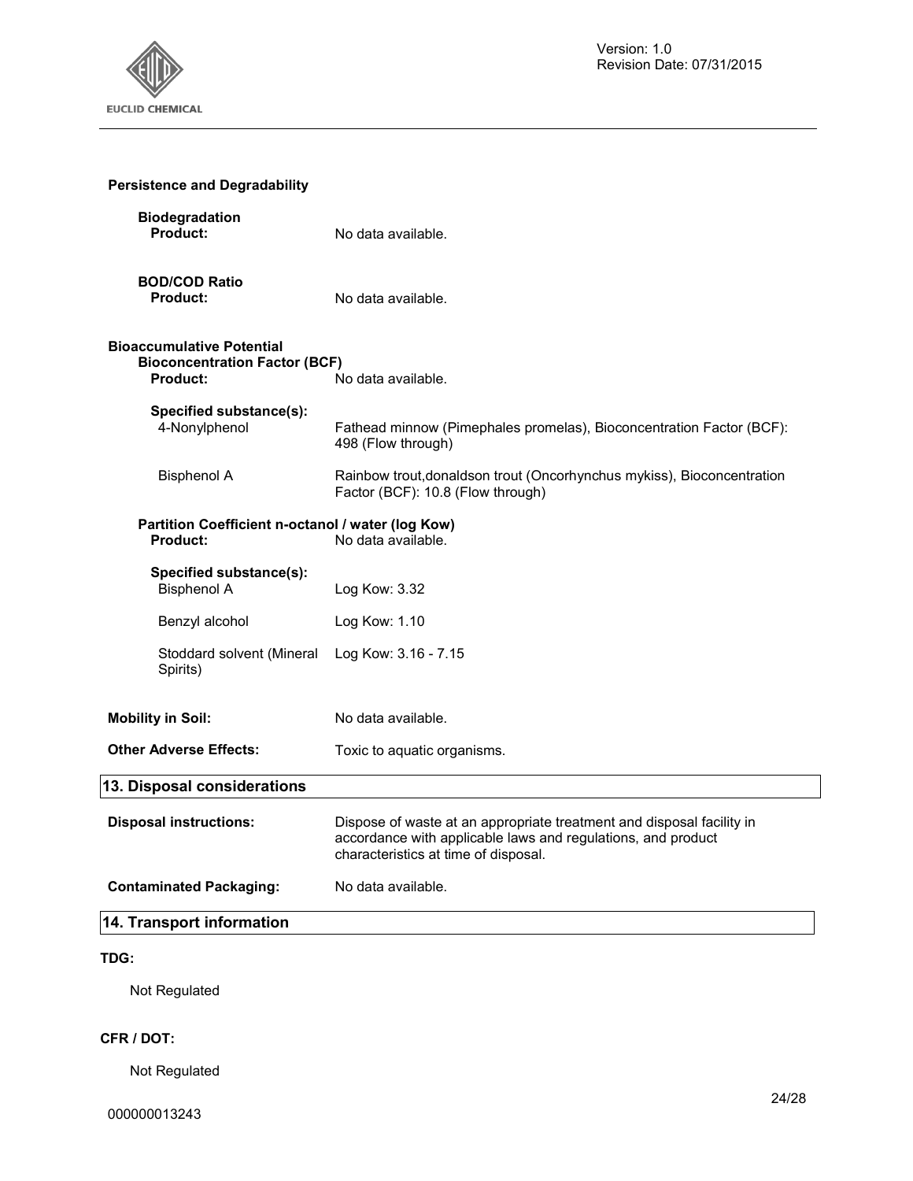**Persistence and Degradability**

**Biodegradation**
**Product:** No data available.

**BOD/COD Ratio**
**Product:** No data available.

**Bioaccumulative Potential**
**Bioconcentration Factor (BCF)**
**Product:** No data available.

**Specified substance(s):**

| | |
|---|---|
| 4-Nonylphenol | Fathead minnow (Pimephales promelas), Bioconcentration Factor (BCF): 498 (Flow through) |
| Bisphenol A | Rainbow trout,donaldson trout (Oncorhynchus mykiss), Bioconcentration Factor (BCF): 10.8 (Flow through) |

**Partition Coefficient n-octanol / water (log Kow)**
**Product:** No data available.

**Specified substance(s):**

| | |
|---|---|
| Bisphenol A | Log Kow: 3.32 |
| Benzyl alcohol | Log Kow: 1.10 |
| Stoddard solvent (Mineral Spirits) | Log Kow: 3.16 - 7.15 |

**Mobility in Soil:** No data available.

**Other Adverse Effects:** Toxic to aquatic organisms.

## 13. Disposal considerations

**Disposal instructions:** Dispose of waste at an appropriate treatment and disposal facility in accordance with applicable laws and regulations, and product characteristics at time of disposal.

**Contaminated Packaging:** No data available.

## 14. Transport information

**TDG:**

Not Regulated

**CFR / DOT:**

Not Regulated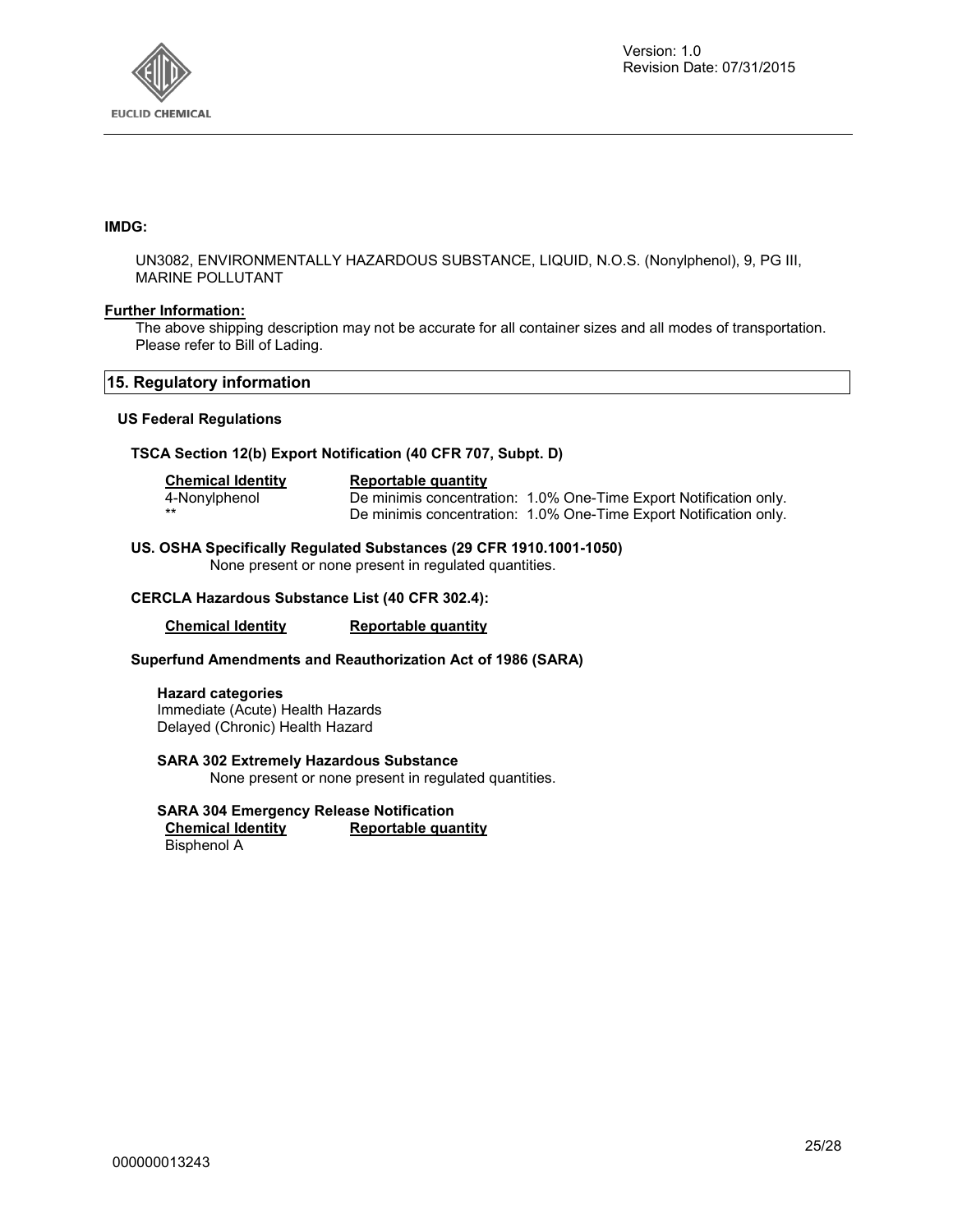**IMDG:**

UN3082, ENVIRONMENTALLY HAZARDOUS SUBSTANCE, LIQUID, N.O.S. (Nonylphenol), 9, PG III, MARINE POLLUTANT

**Further Information:**

The above shipping description may not be accurate for all container sizes and all modes of transportation. Please refer to Bill of Lading.

## 15. Regulatory information

### US Federal Regulations

**TSCA Section 12(b) Export Notification (40 CFR 707, Subpt. D)**

| Chemical Identity | Reportable quantity |
| --- | --- |
| 4-Nonylphenol | De minimis concentration: 1.0% One-Time Export Notification only. |
| ** | De minimis concentration: 1.0% One-Time Export Notification only. |

**US. OSHA Specifically Regulated Substances (29 CFR 1910.1001-1050)**

None present or none present in regulated quantities.

**CERCLA Hazardous Substance List (40 CFR 302.4):**

| Chemical Identity | Reportable quantity |
| --- | --- |

**Superfund Amendments and Reauthorization Act of 1986 (SARA)**

**Hazard categories**

Immediate (Acute) Health Hazards
Delayed (Chronic) Health Hazard

**SARA 302 Extremely Hazardous Substance**

None present or none present in regulated quantities.

**SARA 304 Emergency Release Notification**

| Chemical Identity | Reportable quantity |
| --- | --- |
| Bisphenol A | |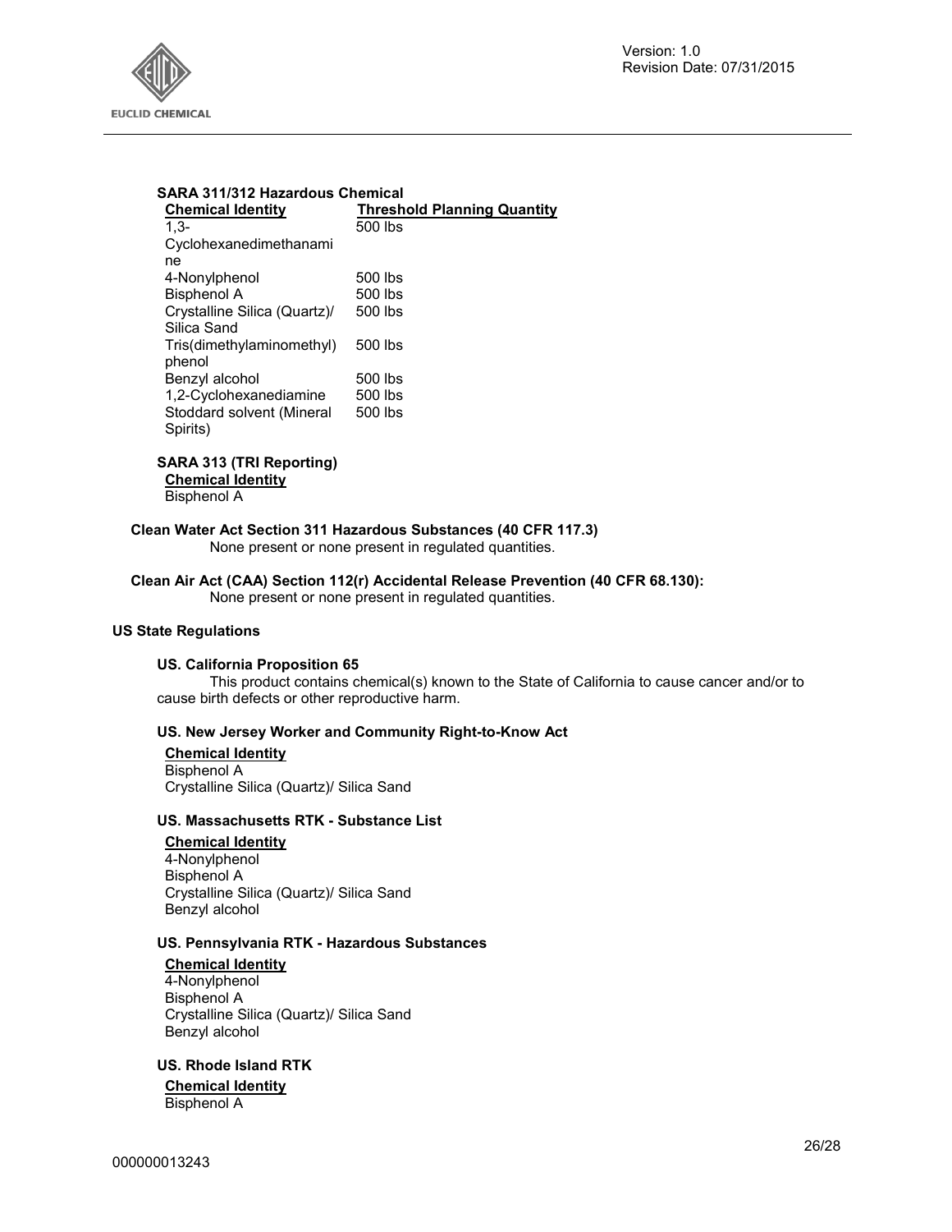**SARA 311/312 Hazardous Chemical**

| Chemical Identity | Threshold Planning Quantity |
| --- | --- |
| 1,3-Cyclohexanedimethanamine | 500 lbs |
| 4-Nonylphenol | 500 lbs |
| Bisphenol A | 500 lbs |
| Crystalline Silica (Quartz)/ Silica Sand | 500 lbs |
| Tris(dimethylaminomethyl) phenol | 500 lbs |
| Benzyl alcohol | 500 lbs |
| 1,2-Cyclohexanediamine | 500 lbs |
| Stoddard solvent (Mineral Spirits) | 500 lbs |

**SARA 313 (TRI Reporting)**

**Chemical Identity**

Bisphenol A

**Clean Water Act Section 311 Hazardous Substances (40 CFR 117.3)**

None present or none present in regulated quantities.

**Clean Air Act (CAA) Section 112(r) Accidental Release Prevention (40 CFR 68.130):**

None present or none present in regulated quantities.

### US State Regulations

**US. California Proposition 65**

This product contains chemical(s) known to the State of California to cause cancer and/or to cause birth defects or other reproductive harm.

**US. New Jersey Worker and Community Right-to-Know Act**

**Chemical Identity**

Bisphenol A
Crystalline Silica (Quartz)/ Silica Sand

**US. Massachusetts RTK - Substance List**

**Chemical Identity**

4-Nonylphenol
Bisphenol A
Crystalline Silica (Quartz)/ Silica Sand
Benzyl alcohol

**US. Pennsylvania RTK - Hazardous Substances**

**Chemical Identity**

4-Nonylphenol
Bisphenol A
Crystalline Silica (Quartz)/ Silica Sand
Benzyl alcohol

**US. Rhode Island RTK**

**Chemical Identity**

Bisphenol A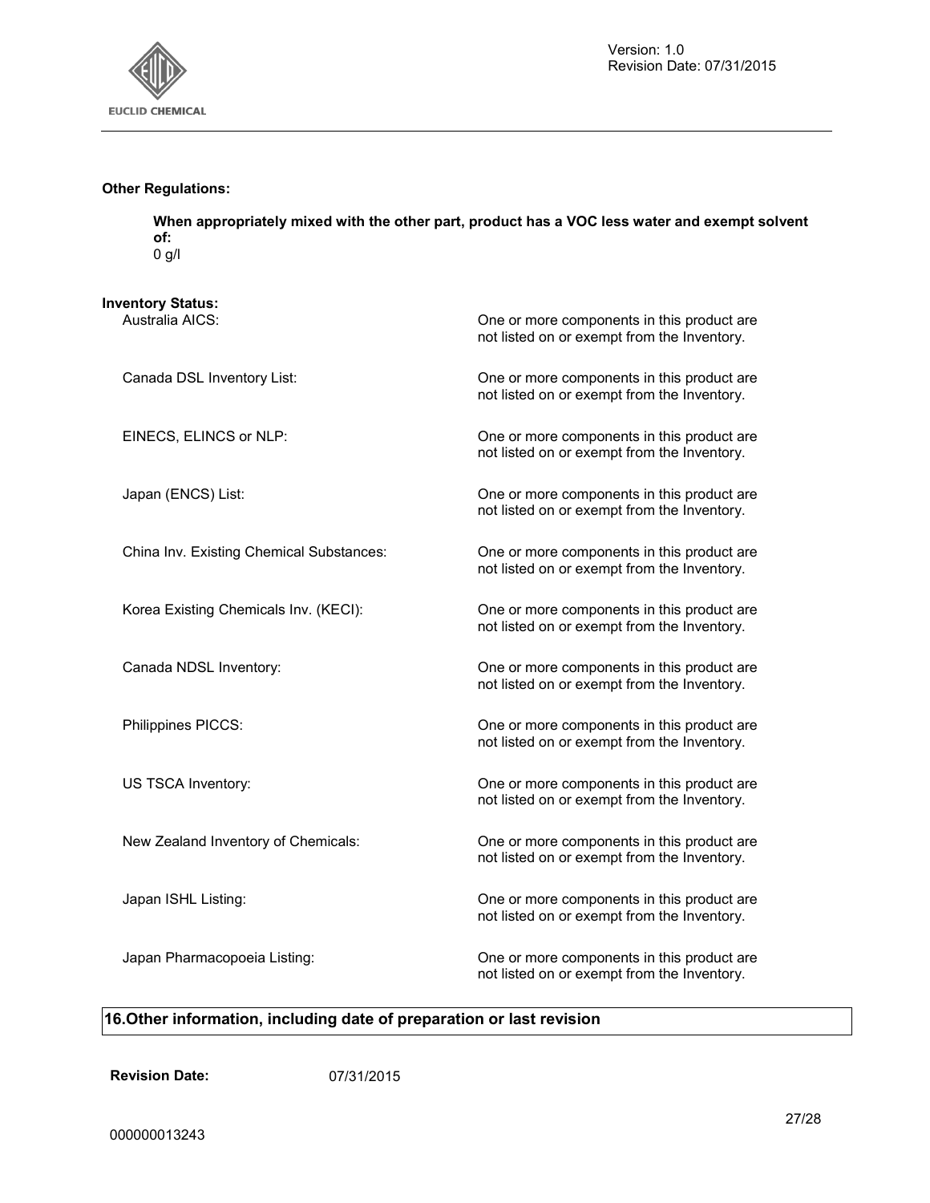**Other Regulations:**

**When appropriately mixed with the other part, product has a VOC less water and exempt solvent of:**
0 g/l

**Inventory Status:**

| | |
|---|---|
| Australia AICS: | One or more components in this product are not listed on or exempt from the Inventory. |
| Canada DSL Inventory List: | One or more components in this product are not listed on or exempt from the Inventory. |
| EINECS, ELINCS or NLP: | One or more components in this product are not listed on or exempt from the Inventory. |
| Japan (ENCS) List: | One or more components in this product are not listed on or exempt from the Inventory. |
| China Inv. Existing Chemical Substances: | One or more components in this product are not listed on or exempt from the Inventory. |
| Korea Existing Chemicals Inv. (KECI): | One or more components in this product are not listed on or exempt from the Inventory. |
| Canada NDSL Inventory: | One or more components in this product are not listed on or exempt from the Inventory. |
| Philippines PICCS: | One or more components in this product are not listed on or exempt from the Inventory. |
| US TSCA Inventory: | One or more components in this product are not listed on or exempt from the Inventory. |
| New Zealand Inventory of Chemicals: | One or more components in this product are not listed on or exempt from the Inventory. |
| Japan ISHL Listing: | One or more components in this product are not listed on or exempt from the Inventory. |
| Japan Pharmacopoeia Listing: | One or more components in this product are not listed on or exempt from the Inventory. |

## 16.Other information, including date of preparation or last revision

**Revision Date:** 07/31/2015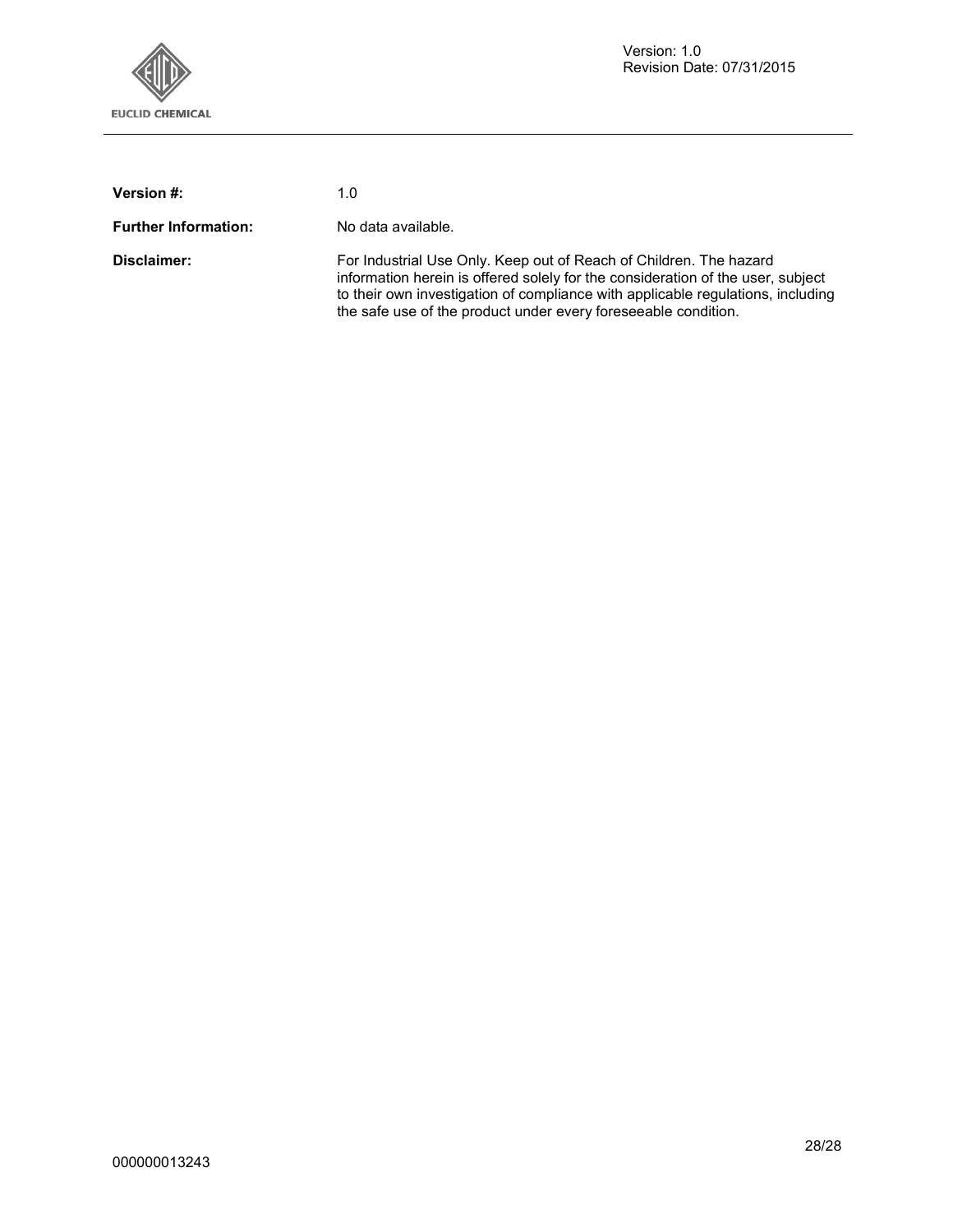**Version #:** 1.0

**Further Information:** No data available.

**Disclaimer:** For Industrial Use Only. Keep out of Reach of Children. The hazard information herein is offered solely for the consideration of the user, subject to their own investigation of compliance with applicable regulations, including the safe use of the product under every foreseeable condition.